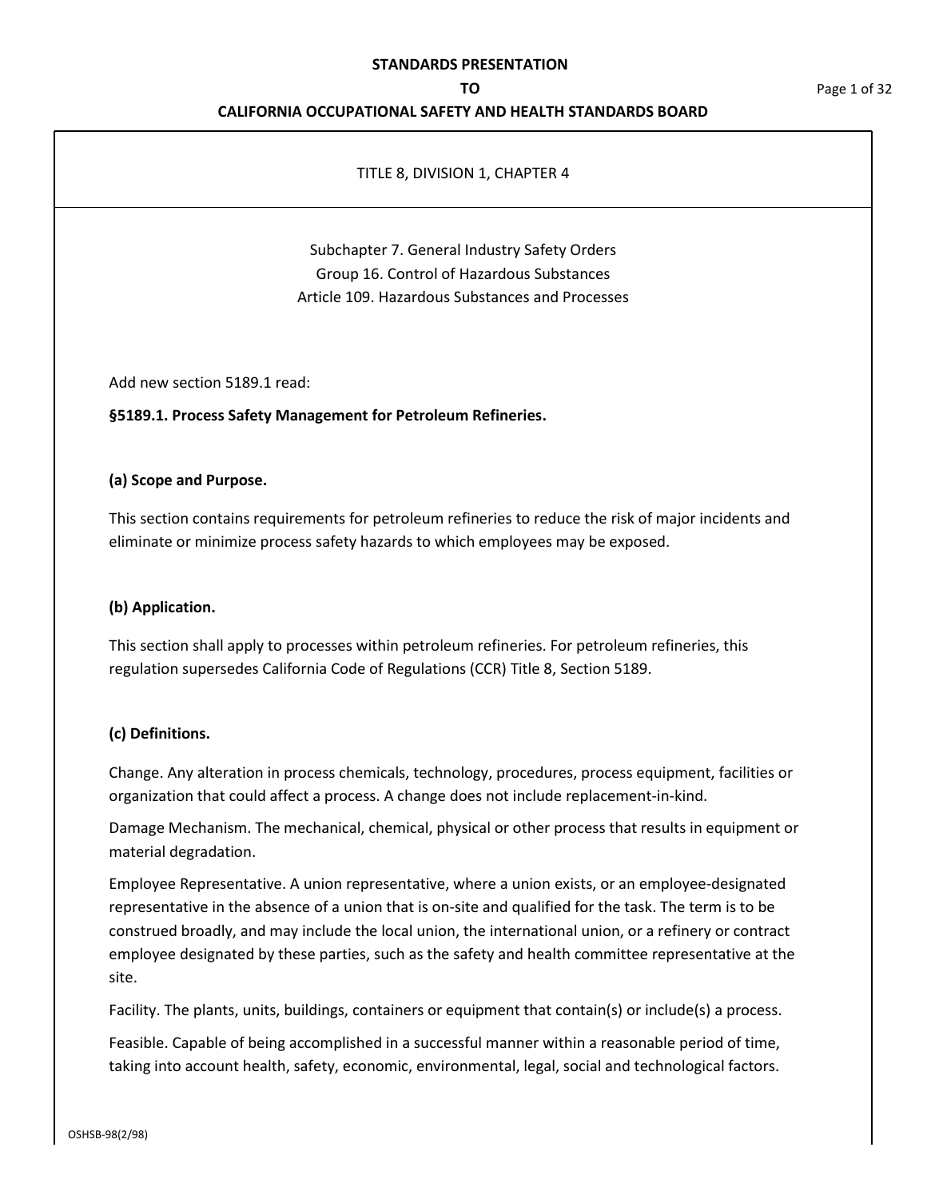**STANDARDS PRESENTATION**

**TO**

**CALIFORNIA OCCUPATIONAL SAFETY AND HEALTH STANDARDS BOARD**

TITLE 8, DIVISION 1, CHAPTER 4

Subchapter 7. General Industry Safety Orders
Group 16. Control of Hazardous Substances
Article 109. Hazardous Substances and Processes

Add new section 5189.1 read:

**§5189.1. Process Safety Management for Petroleum Refineries.**

**(a) Scope and Purpose.**

This section contains requirements for petroleum refineries to reduce the risk of major incidents and eliminate or minimize process safety hazards to which employees may be exposed.

**(b) Application.**

This section shall apply to processes within petroleum refineries. For petroleum refineries, this regulation supersedes California Code of Regulations (CCR) Title 8, Section 5189.

**(c) Definitions.**

Change. Any alteration in process chemicals, technology, procedures, process equipment, facilities or organization that could affect a process. A change does not include replacement-in-kind.

Damage Mechanism. The mechanical, chemical, physical or other process that results in equipment or material degradation.

Employee Representative. A union representative, where a union exists, or an employee-designated representative in the absence of a union that is on-site and qualified for the task. The term is to be construed broadly, and may include the local union, the international union, or a refinery or contract employee designated by these parties, such as the safety and health committee representative at the site.

Facility. The plants, units, buildings, containers or equipment that contain(s) or include(s) a process.

Feasible. Capable of being accomplished in a successful manner within a reasonable period of time, taking into account health, safety, economic, environmental, legal, social and technological factors.

OSHSB-98(2/98)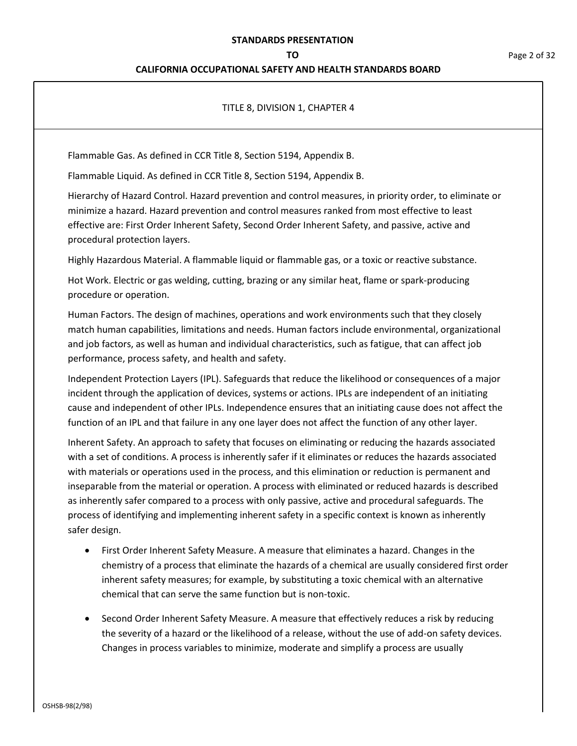TITLE 8, DIVISION 1, CHAPTER 4

Flammable Gas. As defined in CCR Title 8, Section 5194, Appendix B.

Flammable Liquid. As defined in CCR Title 8, Section 5194, Appendix B.

Hierarchy of Hazard Control. Hazard prevention and control measures, in priority order, to eliminate or minimize a hazard. Hazard prevention and control measures ranked from most effective to least effective are: First Order Inherent Safety, Second Order Inherent Safety, and passive, active and procedural protection layers.

Highly Hazardous Material. A flammable liquid or flammable gas, or a toxic or reactive substance.

Hot Work. Electric or gas welding, cutting, brazing or any similar heat, flame or spark-producing procedure or operation.

Human Factors. The design of machines, operations and work environments such that they closely match human capabilities, limitations and needs. Human factors include environmental, organizational and job factors, as well as human and individual characteristics, such as fatigue, that can affect job performance, process safety, and health and safety.

Independent Protection Layers (IPL). Safeguards that reduce the likelihood or consequences of a major incident through the application of devices, systems or actions. IPLs are independent of an initiating cause and independent of other IPLs. Independence ensures that an initiating cause does not affect the function of an IPL and that failure in any one layer does not affect the function of any other layer.

Inherent Safety. An approach to safety that focuses on eliminating or reducing the hazards associated with a set of conditions. A process is inherently safer if it eliminates or reduces the hazards associated with materials or operations used in the process, and this elimination or reduction is permanent and inseparable from the material or operation. A process with eliminated or reduced hazards is described as inherently safer compared to a process with only passive, active and procedural safeguards. The process of identifying and implementing inherent safety in a specific context is known as inherently safer design.

- First Order Inherent Safety Measure. A measure that eliminates a hazard. Changes in the chemistry of a process that eliminate the hazards of a chemical are usually considered first order inherent safety measures; for example, by substituting a toxic chemical with an alternative chemical that can serve the same function but is non-toxic.

- Second Order Inherent Safety Measure. A measure that effectively reduces a risk by reducing the severity of a hazard or the likelihood of a release, without the use of add-on safety devices. Changes in process variables to minimize, moderate and simplify a process are usually

OSHSB-98(2/98)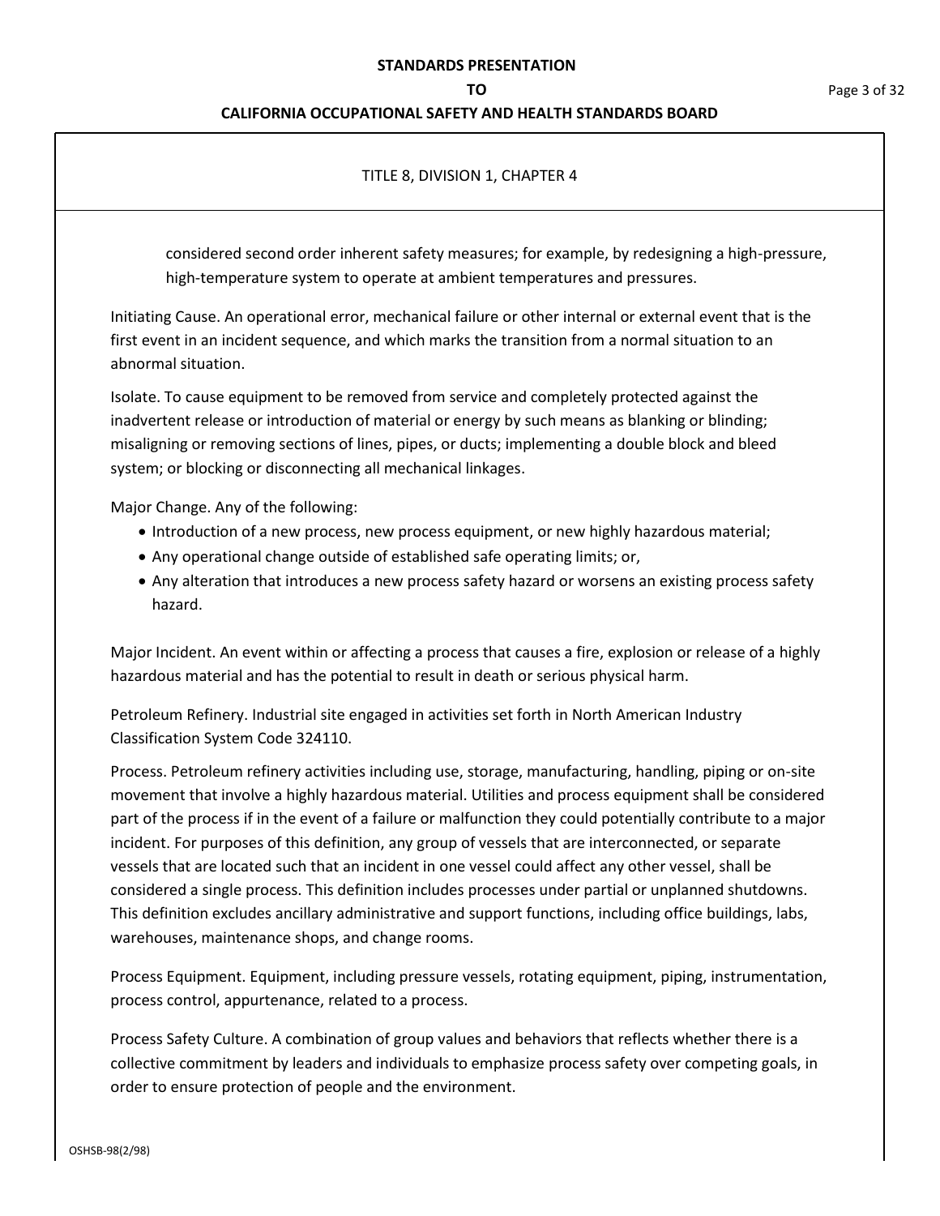considered second order inherent safety measures; for example, by redesigning a high-pressure, high-temperature system to operate at ambient temperatures and pressures.

Initiating Cause. An operational error, mechanical failure or other internal or external event that is the first event in an incident sequence, and which marks the transition from a normal situation to an abnormal situation.

Isolate. To cause equipment to be removed from service and completely protected against the inadvertent release or introduction of material or energy by such means as blanking or blinding; misaligning or removing sections of lines, pipes, or ducts; implementing a double block and bleed system; or blocking or disconnecting all mechanical linkages.

Major Change. Any of the following:

- Introduction of a new process, new process equipment, or new highly hazardous material;
- Any operational change outside of established safe operating limits; or,
- Any alteration that introduces a new process safety hazard or worsens an existing process safety hazard.

Major Incident. An event within or affecting a process that causes a fire, explosion or release of a highly hazardous material and has the potential to result in death or serious physical harm.

Petroleum Refinery. Industrial site engaged in activities set forth in North American Industry Classification System Code 324110.

Process. Petroleum refinery activities including use, storage, manufacturing, handling, piping or on-site movement that involve a highly hazardous material. Utilities and process equipment shall be considered part of the process if in the event of a failure or malfunction they could potentially contribute to a major incident. For purposes of this definition, any group of vessels that are interconnected, or separate vessels that are located such that an incident in one vessel could affect any other vessel, shall be considered a single process. This definition includes processes under partial or unplanned shutdowns. This definition excludes ancillary administrative and support functions, including office buildings, labs, warehouses, maintenance shops, and change rooms.

Process Equipment. Equipment, including pressure vessels, rotating equipment, piping, instrumentation, process control, appurtenance, related to a process.

Process Safety Culture. A combination of group values and behaviors that reflects whether there is a collective commitment by leaders and individuals to emphasize process safety over competing goals, in order to ensure protection of people and the environment.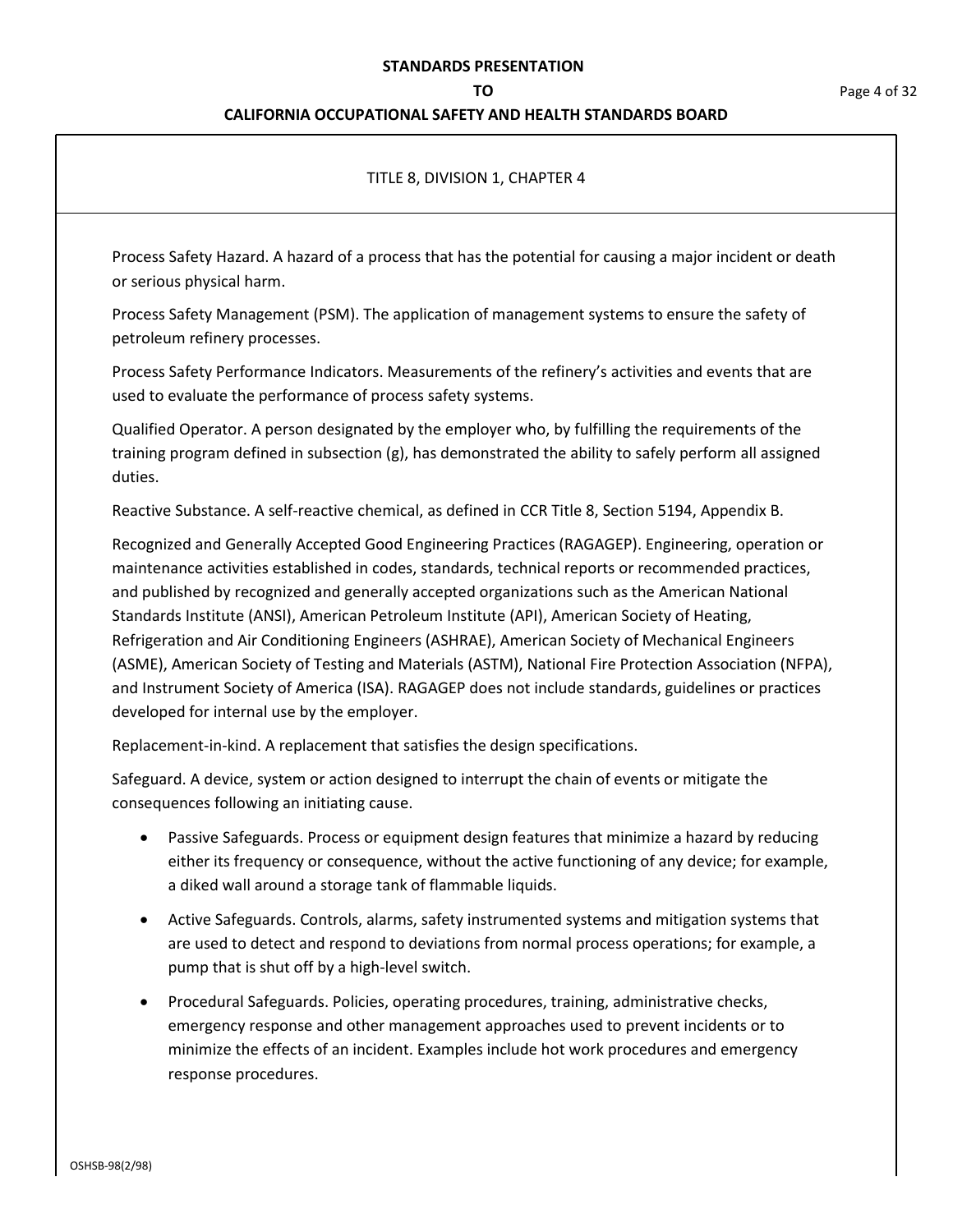TITLE 8, DIVISION 1, CHAPTER 4

Process Safety Hazard. A hazard of a process that has the potential for causing a major incident or death or serious physical harm.

Process Safety Management (PSM). The application of management systems to ensure the safety of petroleum refinery processes.

Process Safety Performance Indicators. Measurements of the refinery's activities and events that are used to evaluate the performance of process safety systems.

Qualified Operator. A person designated by the employer who, by fulfilling the requirements of the training program defined in subsection (g), has demonstrated the ability to safely perform all assigned duties.

Reactive Substance. A self-reactive chemical, as defined in CCR Title 8, Section 5194, Appendix B.

Recognized and Generally Accepted Good Engineering Practices (RAGAGEP). Engineering, operation or maintenance activities established in codes, standards, technical reports or recommended practices, and published by recognized and generally accepted organizations such as the American National Standards Institute (ANSI), American Petroleum Institute (API), American Society of Heating, Refrigeration and Air Conditioning Engineers (ASHRAE), American Society of Mechanical Engineers (ASME), American Society of Testing and Materials (ASTM), National Fire Protection Association (NFPA), and Instrument Society of America (ISA). RAGAGEP does not include standards, guidelines or practices developed for internal use by the employer.

Replacement-in-kind. A replacement that satisfies the design specifications.

Safeguard. A device, system or action designed to interrupt the chain of events or mitigate the consequences following an initiating cause.

- Passive Safeguards. Process or equipment design features that minimize a hazard by reducing either its frequency or consequence, without the active functioning of any device; for example, a diked wall around a storage tank of flammable liquids.
- Active Safeguards. Controls, alarms, safety instrumented systems and mitigation systems that are used to detect and respond to deviations from normal process operations; for example, a pump that is shut off by a high-level switch.
- Procedural Safeguards. Policies, operating procedures, training, administrative checks, emergency response and other management approaches used to prevent incidents or to minimize the effects of an incident. Examples include hot work procedures and emergency response procedures.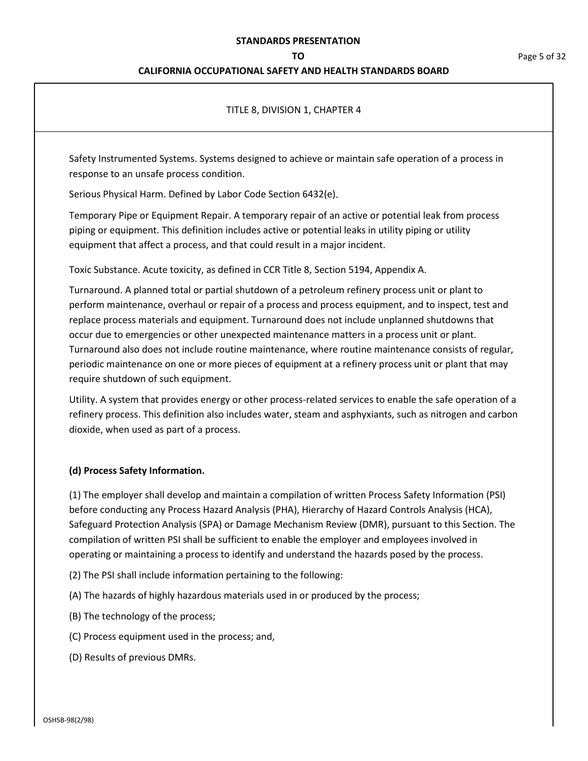TITLE 8, DIVISION 1, CHAPTER 4

Safety Instrumented Systems. Systems designed to achieve or maintain safe operation of a process in response to an unsafe process condition.

Serious Physical Harm. Defined by Labor Code Section 6432(e).

Temporary Pipe or Equipment Repair. A temporary repair of an active or potential leak from process piping or equipment. This definition includes active or potential leaks in utility piping or utility equipment that affect a process, and that could result in a major incident.

Toxic Substance. Acute toxicity, as defined in CCR Title 8, Section 5194, Appendix A.

Turnaround. A planned total or partial shutdown of a petroleum refinery process unit or plant to perform maintenance, overhaul or repair of a process and process equipment, and to inspect, test and replace process materials and equipment. Turnaround does not include unplanned shutdowns that occur due to emergencies or other unexpected maintenance matters in a process unit or plant. Turnaround also does not include routine maintenance, where routine maintenance consists of regular, periodic maintenance on one or more pieces of equipment at a refinery process unit or plant that may require shutdown of such equipment.

Utility. A system that provides energy or other process-related services to enable the safe operation of a refinery process. This definition also includes water, steam and asphyxiants, such as nitrogen and carbon dioxide, when used as part of a process.

**(d) Process Safety Information.**

(1) The employer shall develop and maintain a compilation of written Process Safety Information (PSI) before conducting any Process Hazard Analysis (PHA), Hierarchy of Hazard Controls Analysis (HCA), Safeguard Protection Analysis (SPA) or Damage Mechanism Review (DMR), pursuant to this Section. The compilation of written PSI shall be sufficient to enable the employer and employees involved in operating or maintaining a process to identify and understand the hazards posed by the process.

(2) The PSI shall include information pertaining to the following:

(A) The hazards of highly hazardous materials used in or produced by the process;

(B) The technology of the process;

(C) Process equipment used in the process; and,

(D) Results of previous DMRs.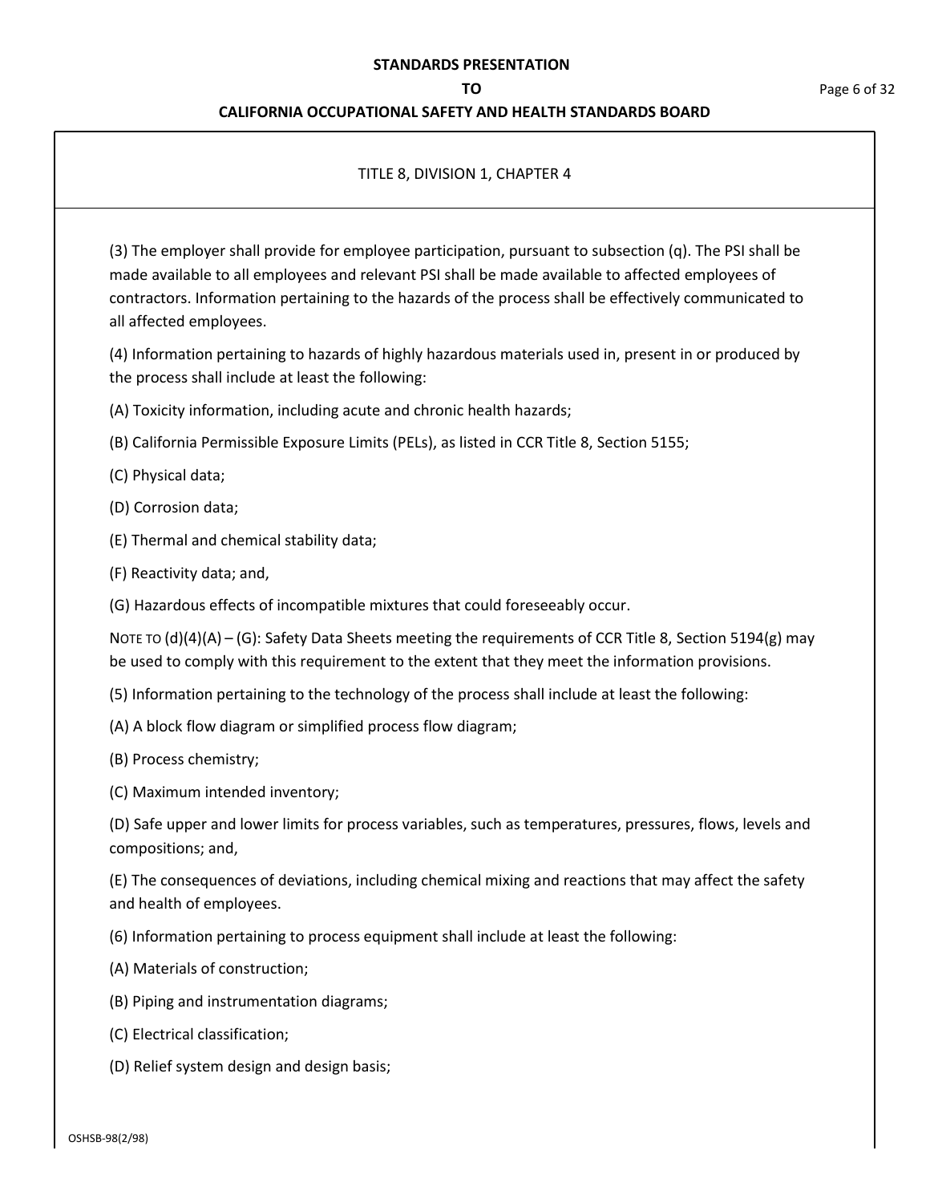TITLE 8, DIVISION 1, CHAPTER 4

(3) The employer shall provide for employee participation, pursuant to subsection (q). The PSI shall be made available to all employees and relevant PSI shall be made available to affected employees of contractors. Information pertaining to the hazards of the process shall be effectively communicated to all affected employees.

(4) Information pertaining to hazards of highly hazardous materials used in, present in or produced by the process shall include at least the following:

(A) Toxicity information, including acute and chronic health hazards;

(B) California Permissible Exposure Limits (PELs), as listed in CCR Title 8, Section 5155;

(C) Physical data;

(D) Corrosion data;

(E) Thermal and chemical stability data;

(F) Reactivity data; and,

(G) Hazardous effects of incompatible mixtures that could foreseeably occur.

NOTE TO (d)(4)(A) – (G): Safety Data Sheets meeting the requirements of CCR Title 8, Section 5194(g) may be used to comply with this requirement to the extent that they meet the information provisions.

(5) Information pertaining to the technology of the process shall include at least the following:

(A) A block flow diagram or simplified process flow diagram;

(B) Process chemistry;

(C) Maximum intended inventory;

(D) Safe upper and lower limits for process variables, such as temperatures, pressures, flows, levels and compositions; and,

(E) The consequences of deviations, including chemical mixing and reactions that may affect the safety and health of employees.

(6) Information pertaining to process equipment shall include at least the following:

(A) Materials of construction;

(B) Piping and instrumentation diagrams;

(C) Electrical classification;

(D) Relief system design and design basis;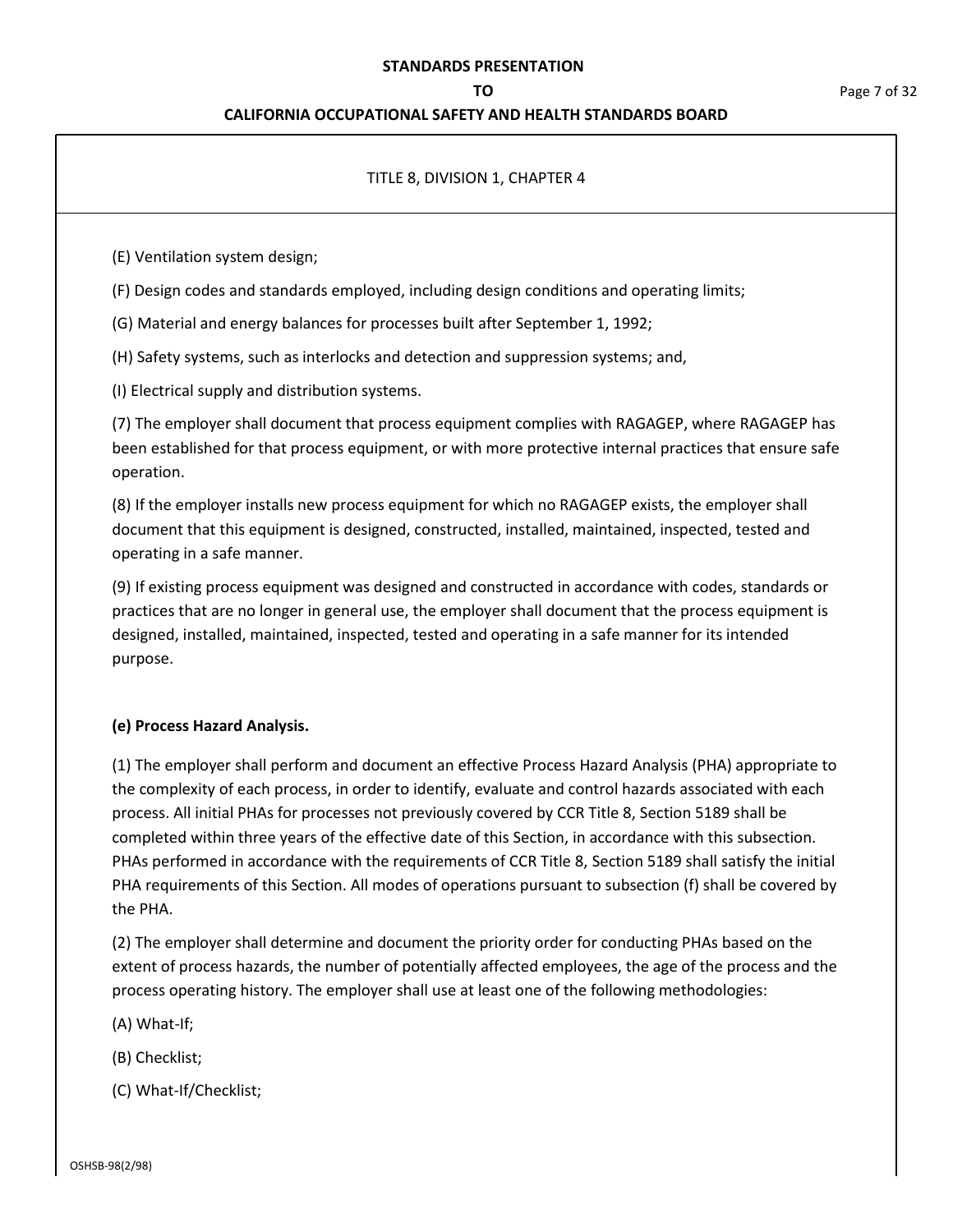TITLE 8, DIVISION 1, CHAPTER 4

(E) Ventilation system design;

(F) Design codes and standards employed, including design conditions and operating limits;

(G) Material and energy balances for processes built after September 1, 1992;

(H) Safety systems, such as interlocks and detection and suppression systems; and,

(I) Electrical supply and distribution systems.

(7) The employer shall document that process equipment complies with RAGAGEP, where RAGAGEP has been established for that process equipment, or with more protective internal practices that ensure safe operation.

(8) If the employer installs new process equipment for which no RAGAGEP exists, the employer shall document that this equipment is designed, constructed, installed, maintained, inspected, tested and operating in a safe manner.

(9) If existing process equipment was designed and constructed in accordance with codes, standards or practices that are no longer in general use, the employer shall document that the process equipment is designed, installed, maintained, inspected, tested and operating in a safe manner for its intended purpose.

**(e) Process Hazard Analysis.**

(1) The employer shall perform and document an effective Process Hazard Analysis (PHA) appropriate to the complexity of each process, in order to identify, evaluate and control hazards associated with each process. All initial PHAs for processes not previously covered by CCR Title 8, Section 5189 shall be completed within three years of the effective date of this Section, in accordance with this subsection. PHAs performed in accordance with the requirements of CCR Title 8, Section 5189 shall satisfy the initial PHA requirements of this Section. All modes of operations pursuant to subsection (f) shall be covered by the PHA.

(2) The employer shall determine and document the priority order for conducting PHAs based on the extent of process hazards, the number of potentially affected employees, the age of the process and the process operating history. The employer shall use at least one of the following methodologies:

(A) What-If;

(B) Checklist;

(C) What-If/Checklist;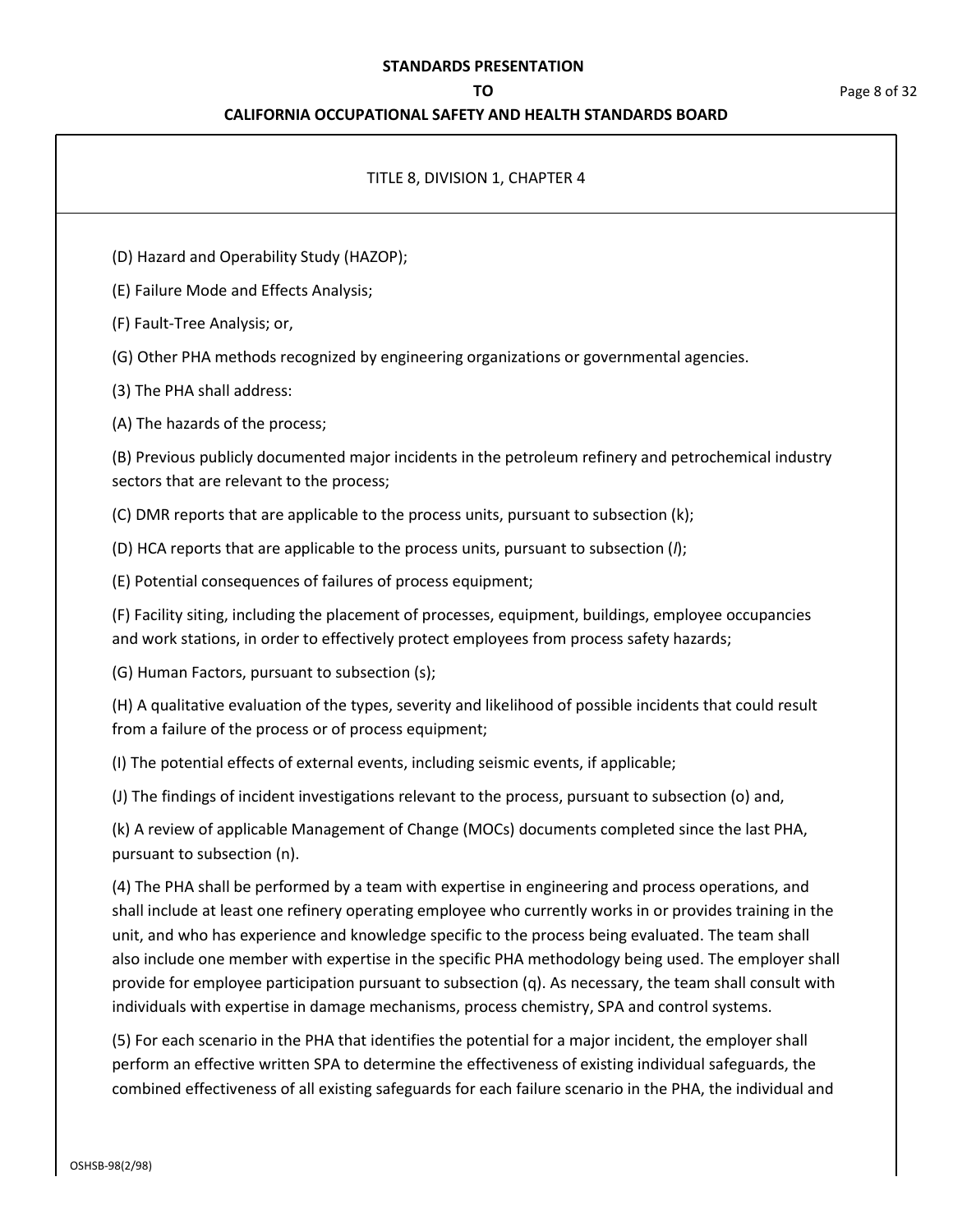TITLE 8, DIVISION 1, CHAPTER 4

(D) Hazard and Operability Study (HAZOP);

(E) Failure Mode and Effects Analysis;

(F) Fault-Tree Analysis; or,

(G) Other PHA methods recognized by engineering organizations or governmental agencies.

(3) The PHA shall address:

(A) The hazards of the process;

(B) Previous publicly documented major incidents in the petroleum refinery and petrochemical industry sectors that are relevant to the process;

(C) DMR reports that are applicable to the process units, pursuant to subsection (k);

(D) HCA reports that are applicable to the process units, pursuant to subsection (*l*);

(E) Potential consequences of failures of process equipment;

(F) Facility siting, including the placement of processes, equipment, buildings, employee occupancies and work stations, in order to effectively protect employees from process safety hazards;

(G) Human Factors, pursuant to subsection (s);

(H) A qualitative evaluation of the types, severity and likelihood of possible incidents that could result from a failure of the process or of process equipment;

(I) The potential effects of external events, including seismic events, if applicable;

(J) The findings of incident investigations relevant to the process, pursuant to subsection (o) and,

(k) A review of applicable Management of Change (MOCs) documents completed since the last PHA, pursuant to subsection (n).

(4) The PHA shall be performed by a team with expertise in engineering and process operations, and shall include at least one refinery operating employee who currently works in or provides training in the unit, and who has experience and knowledge specific to the process being evaluated. The team shall also include one member with expertise in the specific PHA methodology being used. The employer shall provide for employee participation pursuant to subsection (q). As necessary, the team shall consult with individuals with expertise in damage mechanisms, process chemistry, SPA and control systems.

(5) For each scenario in the PHA that identifies the potential for a major incident, the employer shall perform an effective written SPA to determine the effectiveness of existing individual safeguards, the combined effectiveness of all existing safeguards for each failure scenario in the PHA, the individual and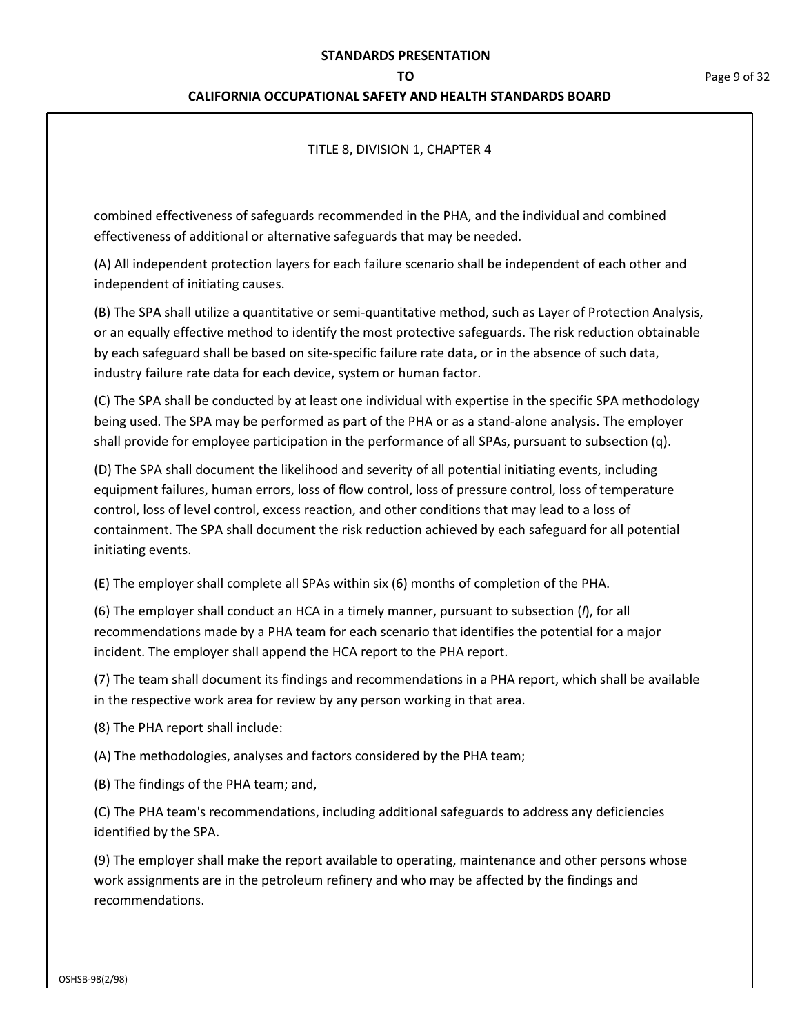TITLE 8, DIVISION 1, CHAPTER 4

combined effectiveness of safeguards recommended in the PHA, and the individual and combined effectiveness of additional or alternative safeguards that may be needed.

(A) All independent protection layers for each failure scenario shall be independent of each other and independent of initiating causes.

(B) The SPA shall utilize a quantitative or semi-quantitative method, such as Layer of Protection Analysis, or an equally effective method to identify the most protective safeguards. The risk reduction obtainable by each safeguard shall be based on site-specific failure rate data, or in the absence of such data, industry failure rate data for each device, system or human factor.

(C) The SPA shall be conducted by at least one individual with expertise in the specific SPA methodology being used. The SPA may be performed as part of the PHA or as a stand-alone analysis. The employer shall provide for employee participation in the performance of all SPAs, pursuant to subsection (q).

(D) The SPA shall document the likelihood and severity of all potential initiating events, including equipment failures, human errors, loss of flow control, loss of pressure control, loss of temperature control, loss of level control, excess reaction, and other conditions that may lead to a loss of containment. The SPA shall document the risk reduction achieved by each safeguard for all potential initiating events.

(E) The employer shall complete all SPAs within six (6) months of completion of the PHA.

(6) The employer shall conduct an HCA in a timely manner, pursuant to subsection (*l*), for all recommendations made by a PHA team for each scenario that identifies the potential for a major incident. The employer shall append the HCA report to the PHA report.

(7) The team shall document its findings and recommendations in a PHA report, which shall be available in the respective work area for review by any person working in that area.

(8) The PHA report shall include:

(A) The methodologies, analyses and factors considered by the PHA team;

(B) The findings of the PHA team; and,

(C) The PHA team's recommendations, including additional safeguards to address any deficiencies identified by the SPA.

(9) The employer shall make the report available to operating, maintenance and other persons whose work assignments are in the petroleum refinery and who may be affected by the findings and recommendations.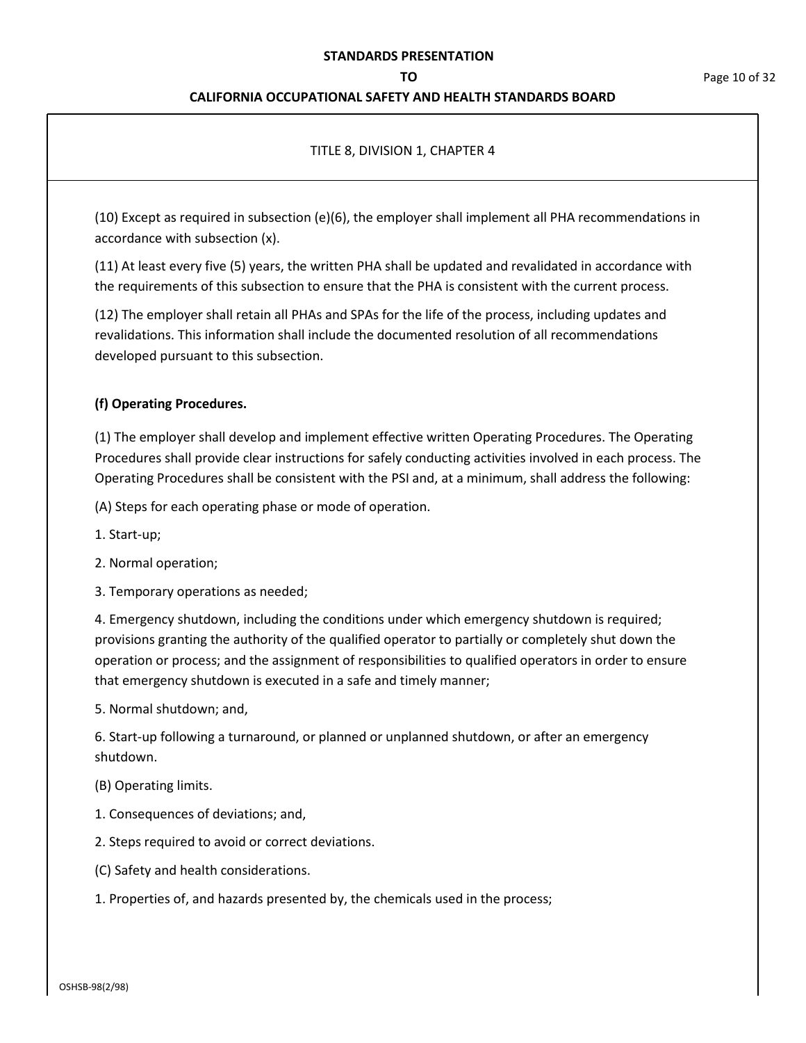TITLE 8, DIVISION 1, CHAPTER 4

(10) Except as required in subsection (e)(6), the employer shall implement all PHA recommendations in accordance with subsection (x).

(11) At least every five (5) years, the written PHA shall be updated and revalidated in accordance with the requirements of this subsection to ensure that the PHA is consistent with the current process.

(12) The employer shall retain all PHAs and SPAs for the life of the process, including updates and revalidations. This information shall include the documented resolution of all recommendations developed pursuant to this subsection.

**(f) Operating Procedures.**

(1) The employer shall develop and implement effective written Operating Procedures. The Operating Procedures shall provide clear instructions for safely conducting activities involved in each process. The Operating Procedures shall be consistent with the PSI and, at a minimum, shall address the following:

(A) Steps for each operating phase or mode of operation.

1. Start-up;

2. Normal operation;

3. Temporary operations as needed;

4. Emergency shutdown, including the conditions under which emergency shutdown is required; provisions granting the authority of the qualified operator to partially or completely shut down the operation or process; and the assignment of responsibilities to qualified operators in order to ensure that emergency shutdown is executed in a safe and timely manner;

5. Normal shutdown; and,

6. Start-up following a turnaround, or planned or unplanned shutdown, or after an emergency shutdown.

(B) Operating limits.

1. Consequences of deviations; and,

2. Steps required to avoid or correct deviations.

(C) Safety and health considerations.

1. Properties of, and hazards presented by, the chemicals used in the process;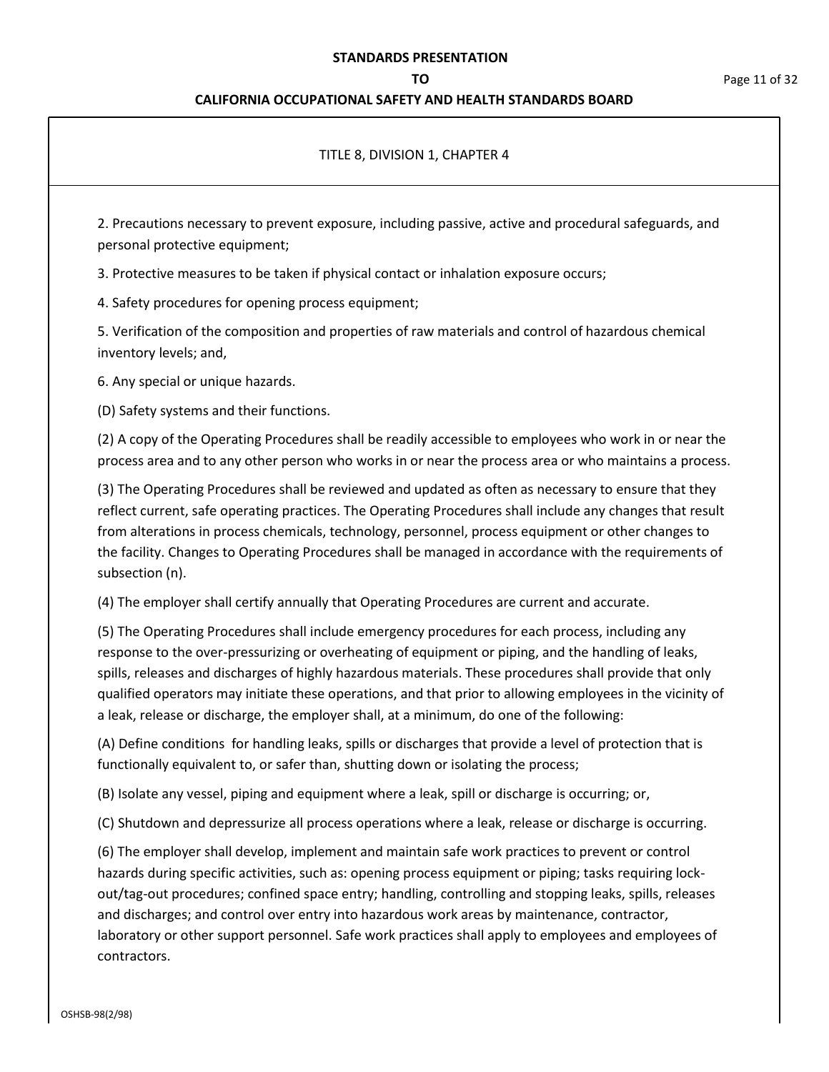TITLE 8, DIVISION 1, CHAPTER 4

2. Precautions necessary to prevent exposure, including passive, active and procedural safeguards, and personal protective equipment;

3. Protective measures to be taken if physical contact or inhalation exposure occurs;

4. Safety procedures for opening process equipment;

5. Verification of the composition and properties of raw materials and control of hazardous chemical inventory levels; and,

6. Any special or unique hazards.

(D) Safety systems and their functions.

(2) A copy of the Operating Procedures shall be readily accessible to employees who work in or near the process area and to any other person who works in or near the process area or who maintains a process.

(3) The Operating Procedures shall be reviewed and updated as often as necessary to ensure that they reflect current, safe operating practices. The Operating Procedures shall include any changes that result from alterations in process chemicals, technology, personnel, process equipment or other changes to the facility. Changes to Operating Procedures shall be managed in accordance with the requirements of subsection (n).

(4) The employer shall certify annually that Operating Procedures are current and accurate.

(5) The Operating Procedures shall include emergency procedures for each process, including any response to the over-pressurizing or overheating of equipment or piping, and the handling of leaks, spills, releases and discharges of highly hazardous materials. These procedures shall provide that only qualified operators may initiate these operations, and that prior to allowing employees in the vicinity of a leak, release or discharge, the employer shall, at a minimum, do one of the following:

(A) Define conditions for handling leaks, spills or discharges that provide a level of protection that is functionally equivalent to, or safer than, shutting down or isolating the process;

(B) Isolate any vessel, piping and equipment where a leak, spill or discharge is occurring; or,

(C) Shutdown and depressurize all process operations where a leak, release or discharge is occurring.

(6) The employer shall develop, implement and maintain safe work practices to prevent or control hazards during specific activities, such as: opening process equipment or piping; tasks requiring lock-out/tag-out procedures; confined space entry; handling, controlling and stopping leaks, spills, releases and discharges; and control over entry into hazardous work areas by maintenance, contractor, laboratory or other support personnel. Safe work practices shall apply to employees and employees of contractors.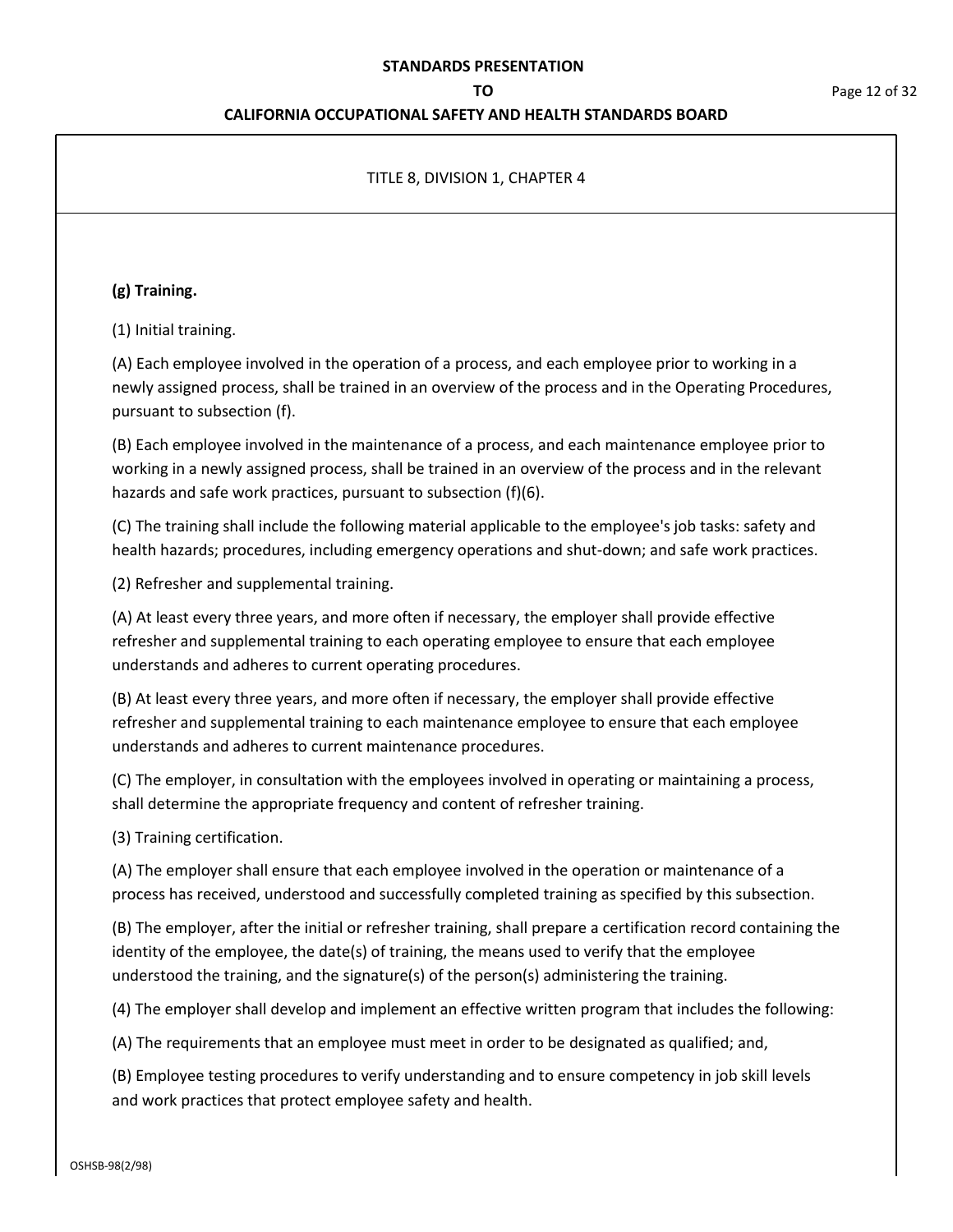TITLE 8, DIVISION 1, CHAPTER 4

**(g) Training.**

(1) Initial training.

(A) Each employee involved in the operation of a process, and each employee prior to working in a newly assigned process, shall be trained in an overview of the process and in the Operating Procedures, pursuant to subsection (f).

(B) Each employee involved in the maintenance of a process, and each maintenance employee prior to working in a newly assigned process, shall be trained in an overview of the process and in the relevant hazards and safe work practices, pursuant to subsection (f)(6).

(C) The training shall include the following material applicable to the employee's job tasks: safety and health hazards; procedures, including emergency operations and shut-down; and safe work practices.

(2) Refresher and supplemental training.

(A) At least every three years, and more often if necessary, the employer shall provide effective refresher and supplemental training to each operating employee to ensure that each employee understands and adheres to current operating procedures.

(B) At least every three years, and more often if necessary, the employer shall provide effective refresher and supplemental training to each maintenance employee to ensure that each employee understands and adheres to current maintenance procedures.

(C) The employer, in consultation with the employees involved in operating or maintaining a process, shall determine the appropriate frequency and content of refresher training.

(3) Training certification.

(A) The employer shall ensure that each employee involved in the operation or maintenance of a process has received, understood and successfully completed training as specified by this subsection.

(B) The employer, after the initial or refresher training, shall prepare a certification record containing the identity of the employee, the date(s) of training, the means used to verify that the employee understood the training, and the signature(s) of the person(s) administering the training.

(4) The employer shall develop and implement an effective written program that includes the following:

(A) The requirements that an employee must meet in order to be designated as qualified; and,

(B) Employee testing procedures to verify understanding and to ensure competency in job skill levels and work practices that protect employee safety and health.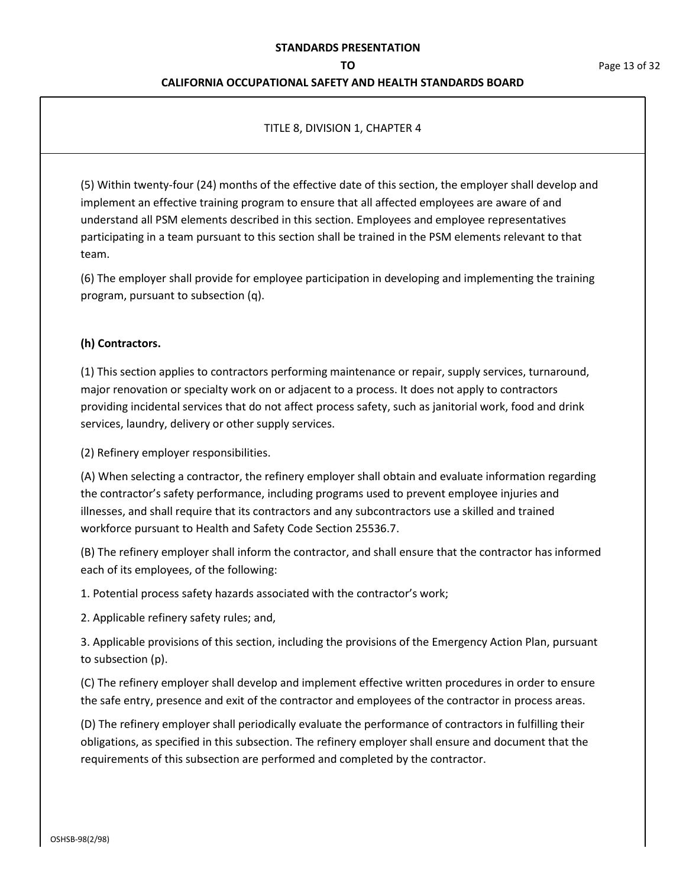TITLE 8, DIVISION 1, CHAPTER 4

(5) Within twenty-four (24) months of the effective date of this section, the employer shall develop and implement an effective training program to ensure that all affected employees are aware of and understand all PSM elements described in this section. Employees and employee representatives participating in a team pursuant to this section shall be trained in the PSM elements relevant to that team.

(6) The employer shall provide for employee participation in developing and implementing the training program, pursuant to subsection (q).

**(h) Contractors.**

(1) This section applies to contractors performing maintenance or repair, supply services, turnaround, major renovation or specialty work on or adjacent to a process. It does not apply to contractors providing incidental services that do not affect process safety, such as janitorial work, food and drink services, laundry, delivery or other supply services.

(2) Refinery employer responsibilities.

(A) When selecting a contractor, the refinery employer shall obtain and evaluate information regarding the contractor's safety performance, including programs used to prevent employee injuries and illnesses, and shall require that its contractors and any subcontractors use a skilled and trained workforce pursuant to Health and Safety Code Section 25536.7.

(B) The refinery employer shall inform the contractor, and shall ensure that the contractor has informed each of its employees, of the following:

1. Potential process safety hazards associated with the contractor's work;

2. Applicable refinery safety rules; and,

3. Applicable provisions of this section, including the provisions of the Emergency Action Plan, pursuant to subsection (p).

(C) The refinery employer shall develop and implement effective written procedures in order to ensure the safe entry, presence and exit of the contractor and employees of the contractor in process areas.

(D) The refinery employer shall periodically evaluate the performance of contractors in fulfilling their obligations, as specified in this subsection. The refinery employer shall ensure and document that the requirements of this subsection are performed and completed by the contractor.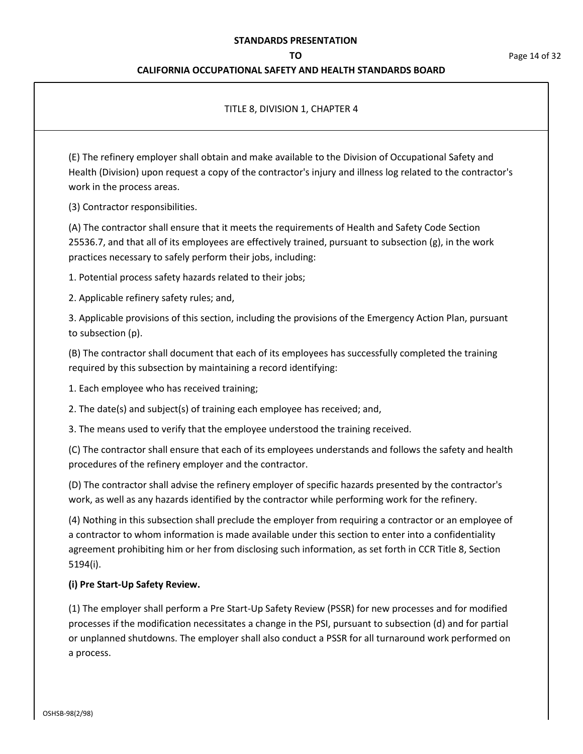TITLE 8, DIVISION 1, CHAPTER 4

(E) The refinery employer shall obtain and make available to the Division of Occupational Safety and Health (Division) upon request a copy of the contractor's injury and illness log related to the contractor's work in the process areas.

(3) Contractor responsibilities.

(A) The contractor shall ensure that it meets the requirements of Health and Safety Code Section 25536.7, and that all of its employees are effectively trained, pursuant to subsection (g), in the work practices necessary to safely perform their jobs, including:

1. Potential process safety hazards related to their jobs;

2. Applicable refinery safety rules; and,

3. Applicable provisions of this section, including the provisions of the Emergency Action Plan, pursuant to subsection (p).

(B) The contractor shall document that each of its employees has successfully completed the training required by this subsection by maintaining a record identifying:

1. Each employee who has received training;

2. The date(s) and subject(s) of training each employee has received; and,

3. The means used to verify that the employee understood the training received.

(C) The contractor shall ensure that each of its employees understands and follows the safety and health procedures of the refinery employer and the contractor.

(D) The contractor shall advise the refinery employer of specific hazards presented by the contractor's work, as well as any hazards identified by the contractor while performing work for the refinery.

(4) Nothing in this subsection shall preclude the employer from requiring a contractor or an employee of a contractor to whom information is made available under this section to enter into a confidentiality agreement prohibiting him or her from disclosing such information, as set forth in CCR Title 8, Section 5194(i).

**(i) Pre Start-Up Safety Review.**

(1) The employer shall perform a Pre Start-Up Safety Review (PSSR) for new processes and for modified processes if the modification necessitates a change in the PSI, pursuant to subsection (d) and for partial or unplanned shutdowns. The employer shall also conduct a PSSR for all turnaround work performed on a process.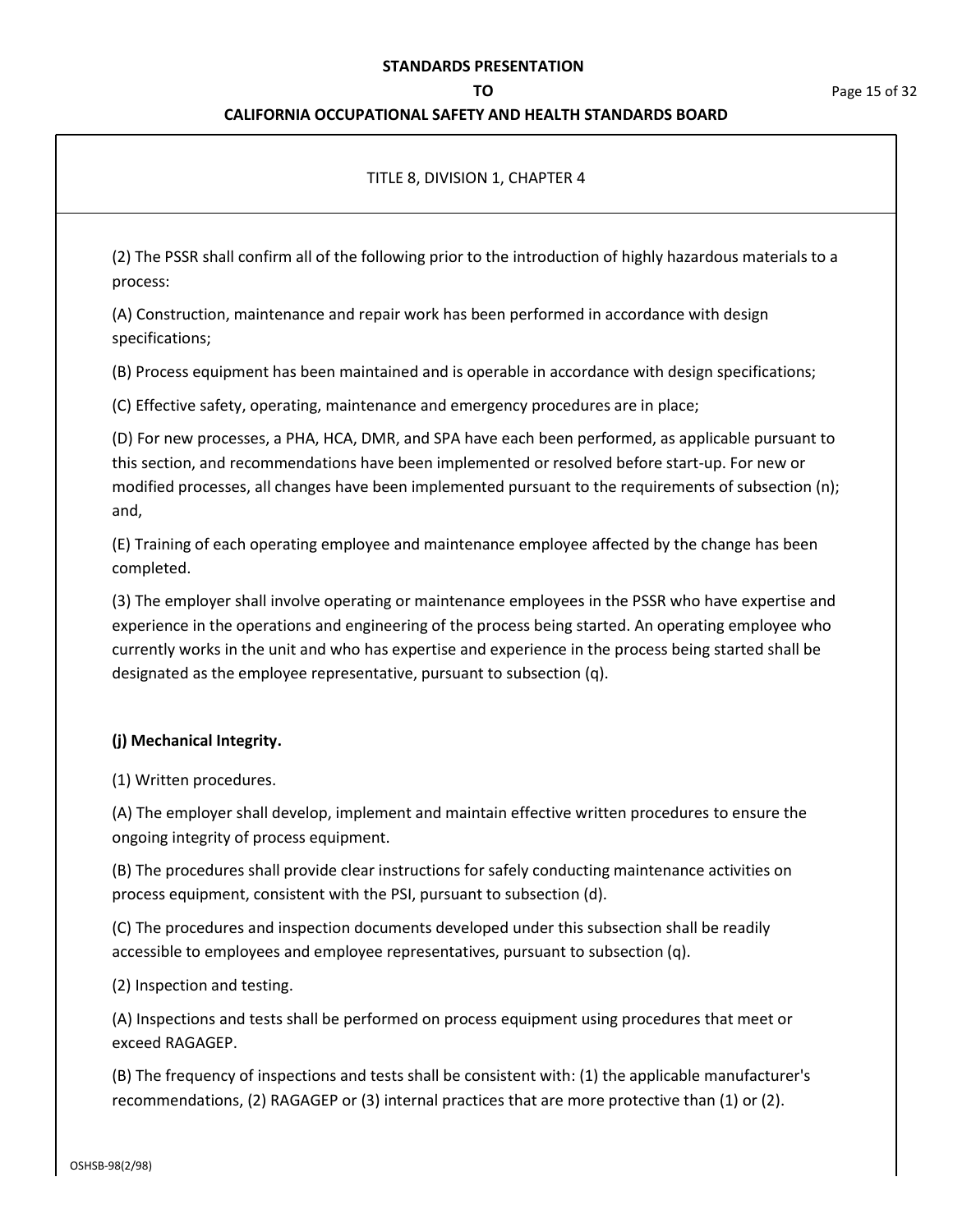TITLE 8, DIVISION 1, CHAPTER 4

(2) The PSSR shall confirm all of the following prior to the introduction of highly hazardous materials to a process:

(A) Construction, maintenance and repair work has been performed in accordance with design specifications;

(B) Process equipment has been maintained and is operable in accordance with design specifications;

(C) Effective safety, operating, maintenance and emergency procedures are in place;

(D) For new processes, a PHA, HCA, DMR, and SPA have each been performed, as applicable pursuant to this section, and recommendations have been implemented or resolved before start-up. For new or modified processes, all changes have been implemented pursuant to the requirements of subsection (n); and,

(E) Training of each operating employee and maintenance employee affected by the change has been completed.

(3) The employer shall involve operating or maintenance employees in the PSSR who have expertise and experience in the operations and engineering of the process being started. An operating employee who currently works in the unit and who has expertise and experience in the process being started shall be designated as the employee representative, pursuant to subsection (q).

**(j) Mechanical Integrity.**

(1) Written procedures.

(A) The employer shall develop, implement and maintain effective written procedures to ensure the ongoing integrity of process equipment.

(B) The procedures shall provide clear instructions for safely conducting maintenance activities on process equipment, consistent with the PSI, pursuant to subsection (d).

(C) The procedures and inspection documents developed under this subsection shall be readily accessible to employees and employee representatives, pursuant to subsection (q).

(2) Inspection and testing.

(A) Inspections and tests shall be performed on process equipment using procedures that meet or exceed RAGAGEP.

(B) The frequency of inspections and tests shall be consistent with: (1) the applicable manufacturer's recommendations, (2) RAGAGEP or (3) internal practices that are more protective than (1) or (2).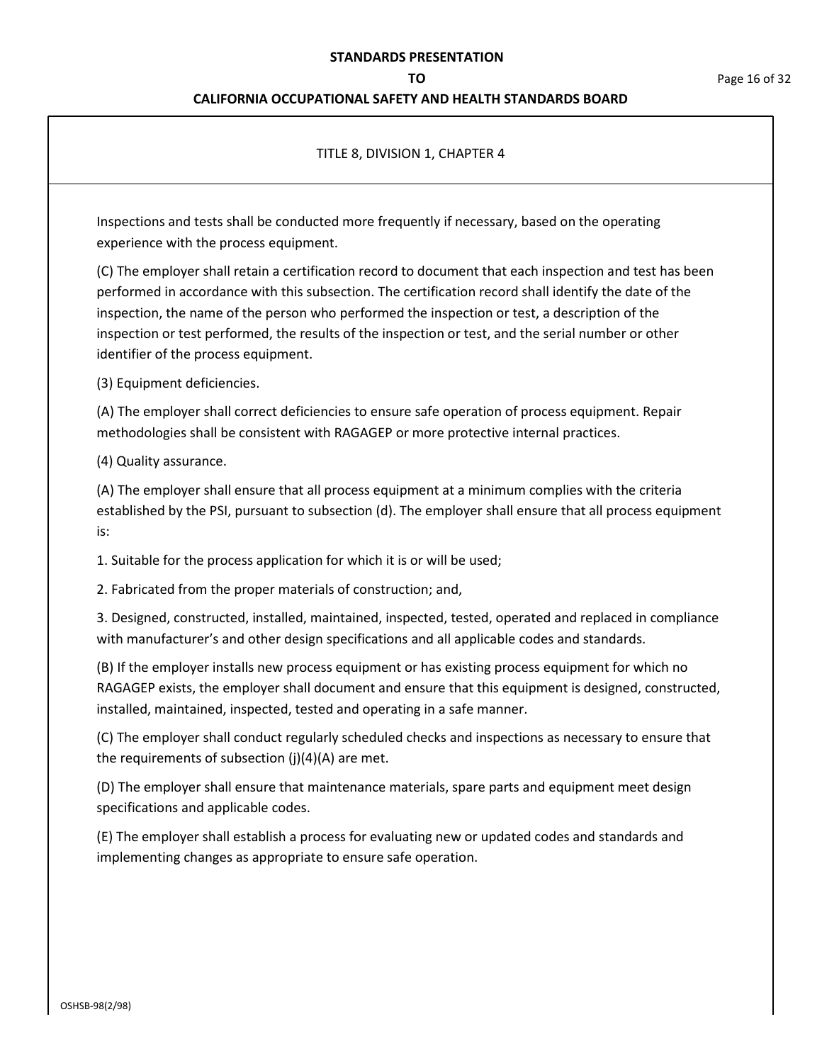TITLE 8, DIVISION 1, CHAPTER 4

Inspections and tests shall be conducted more frequently if necessary, based on the operating experience with the process equipment.

(C) The employer shall retain a certification record to document that each inspection and test has been performed in accordance with this subsection. The certification record shall identify the date of the inspection, the name of the person who performed the inspection or test, a description of the inspection or test performed, the results of the inspection or test, and the serial number or other identifier of the process equipment.

(3) Equipment deficiencies.

(A) The employer shall correct deficiencies to ensure safe operation of process equipment. Repair methodologies shall be consistent with RAGAGEP or more protective internal practices.

(4) Quality assurance.

(A) The employer shall ensure that all process equipment at a minimum complies with the criteria established by the PSI, pursuant to subsection (d). The employer shall ensure that all process equipment is:

1. Suitable for the process application for which it is or will be used;

2. Fabricated from the proper materials of construction; and,

3. Designed, constructed, installed, maintained, inspected, tested, operated and replaced in compliance with manufacturer's and other design specifications and all applicable codes and standards.

(B) If the employer installs new process equipment or has existing process equipment for which no RAGAGEP exists, the employer shall document and ensure that this equipment is designed, constructed, installed, maintained, inspected, tested and operating in a safe manner.

(C) The employer shall conduct regularly scheduled checks and inspections as necessary to ensure that the requirements of subsection (j)(4)(A) are met.

(D) The employer shall ensure that maintenance materials, spare parts and equipment meet design specifications and applicable codes.

(E) The employer shall establish a process for evaluating new or updated codes and standards and implementing changes as appropriate to ensure safe operation.

OSHSB-98(2/98)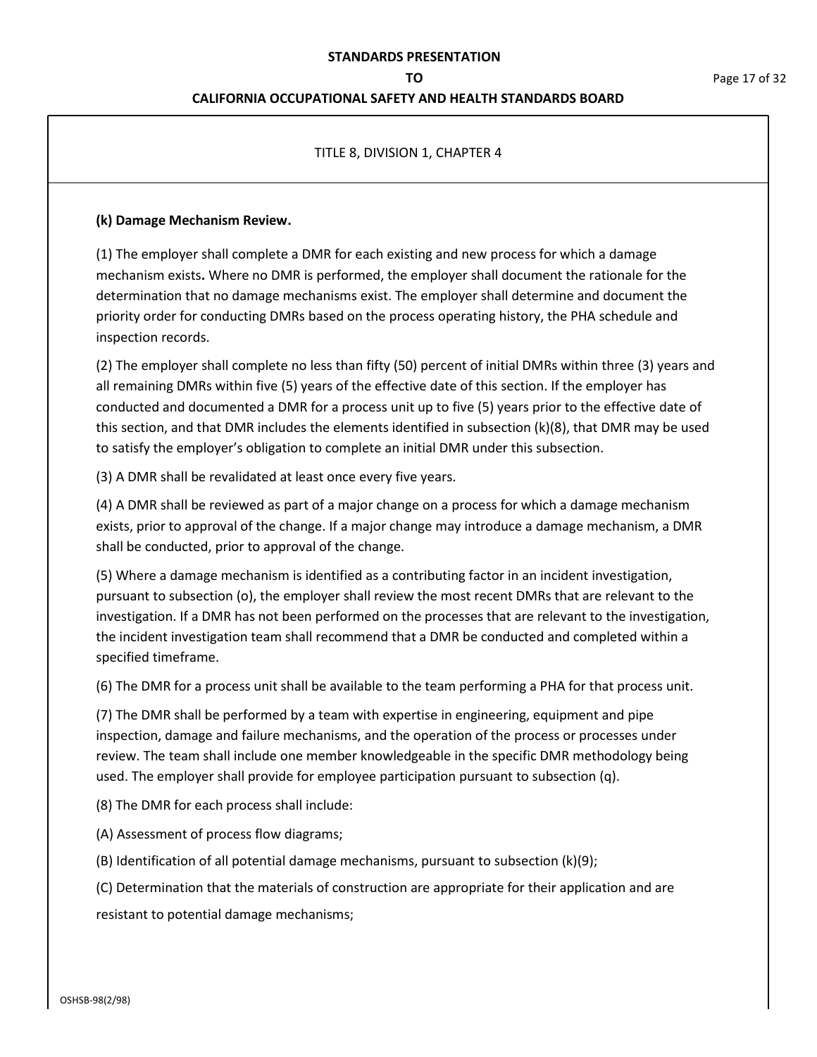TITLE 8, DIVISION 1, CHAPTER 4

**(k) Damage Mechanism Review.**

(1) The employer shall complete a DMR for each existing and new process for which a damage mechanism exists**.** Where no DMR is performed, the employer shall document the rationale for the determination that no damage mechanisms exist. The employer shall determine and document the priority order for conducting DMRs based on the process operating history, the PHA schedule and inspection records.

(2) The employer shall complete no less than fifty (50) percent of initial DMRs within three (3) years and all remaining DMRs within five (5) years of the effective date of this section. If the employer has conducted and documented a DMR for a process unit up to five (5) years prior to the effective date of this section, and that DMR includes the elements identified in subsection (k)(8), that DMR may be used to satisfy the employer's obligation to complete an initial DMR under this subsection.

(3) A DMR shall be revalidated at least once every five years.

(4) A DMR shall be reviewed as part of a major change on a process for which a damage mechanism exists, prior to approval of the change. If a major change may introduce a damage mechanism, a DMR shall be conducted, prior to approval of the change.

(5) Where a damage mechanism is identified as a contributing factor in an incident investigation, pursuant to subsection (o), the employer shall review the most recent DMRs that are relevant to the investigation. If a DMR has not been performed on the processes that are relevant to the investigation, the incident investigation team shall recommend that a DMR be conducted and completed within a specified timeframe.

(6) The DMR for a process unit shall be available to the team performing a PHA for that process unit.

(7) The DMR shall be performed by a team with expertise in engineering, equipment and pipe inspection, damage and failure mechanisms, and the operation of the process or processes under review. The team shall include one member knowledgeable in the specific DMR methodology being used. The employer shall provide for employee participation pursuant to subsection (q).

(8) The DMR for each process shall include:

(A) Assessment of process flow diagrams;

(B) Identification of all potential damage mechanisms, pursuant to subsection (k)(9);

(C) Determination that the materials of construction are appropriate for their application and are resistant to potential damage mechanisms;

OSHSB-98(2/98)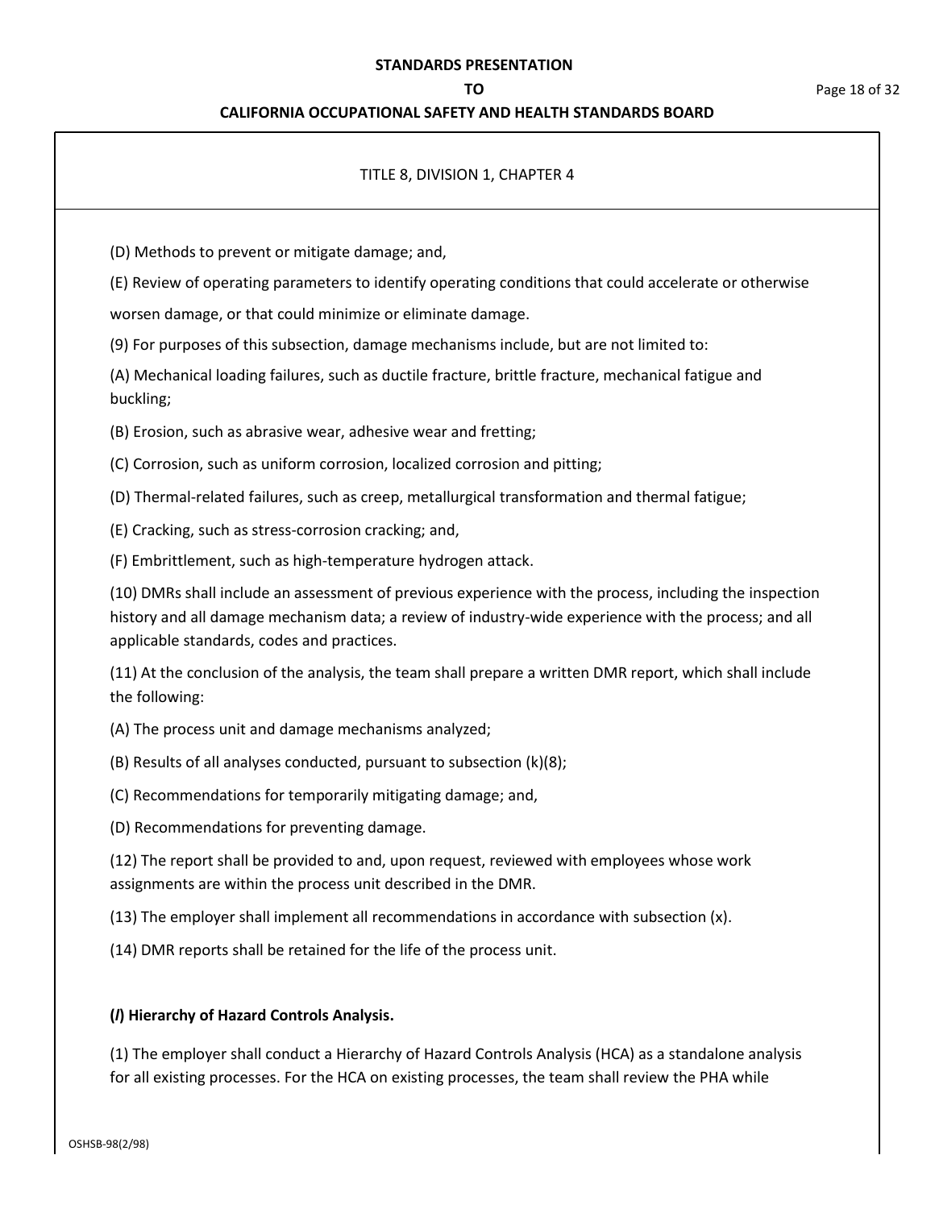TITLE 8, DIVISION 1, CHAPTER 4

(D) Methods to prevent or mitigate damage; and,

(E) Review of operating parameters to identify operating conditions that could accelerate or otherwise worsen damage, or that could minimize or eliminate damage.

(9) For purposes of this subsection, damage mechanisms include, but are not limited to:

(A) Mechanical loading failures, such as ductile fracture, brittle fracture, mechanical fatigue and buckling;

(B) Erosion, such as abrasive wear, adhesive wear and fretting;

(C) Corrosion, such as uniform corrosion, localized corrosion and pitting;

(D) Thermal-related failures, such as creep, metallurgical transformation and thermal fatigue;

(E) Cracking, such as stress-corrosion cracking; and,

(F) Embrittlement, such as high-temperature hydrogen attack.

(10) DMRs shall include an assessment of previous experience with the process, including the inspection history and all damage mechanism data; a review of industry-wide experience with the process; and all applicable standards, codes and practices.

(11) At the conclusion of the analysis, the team shall prepare a written DMR report, which shall include the following:

(A) The process unit and damage mechanisms analyzed;

(B) Results of all analyses conducted, pursuant to subsection (k)(8);

(C) Recommendations for temporarily mitigating damage; and,

(D) Recommendations for preventing damage.

(12) The report shall be provided to and, upon request, reviewed with employees whose work assignments are within the process unit described in the DMR.

(13) The employer shall implement all recommendations in accordance with subsection (x).

(14) DMR reports shall be retained for the life of the process unit.

**(*l*) Hierarchy of Hazard Controls Analysis.**

(1) The employer shall conduct a Hierarchy of Hazard Controls Analysis (HCA) as a standalone analysis for all existing processes. For the HCA on existing processes, the team shall review the PHA while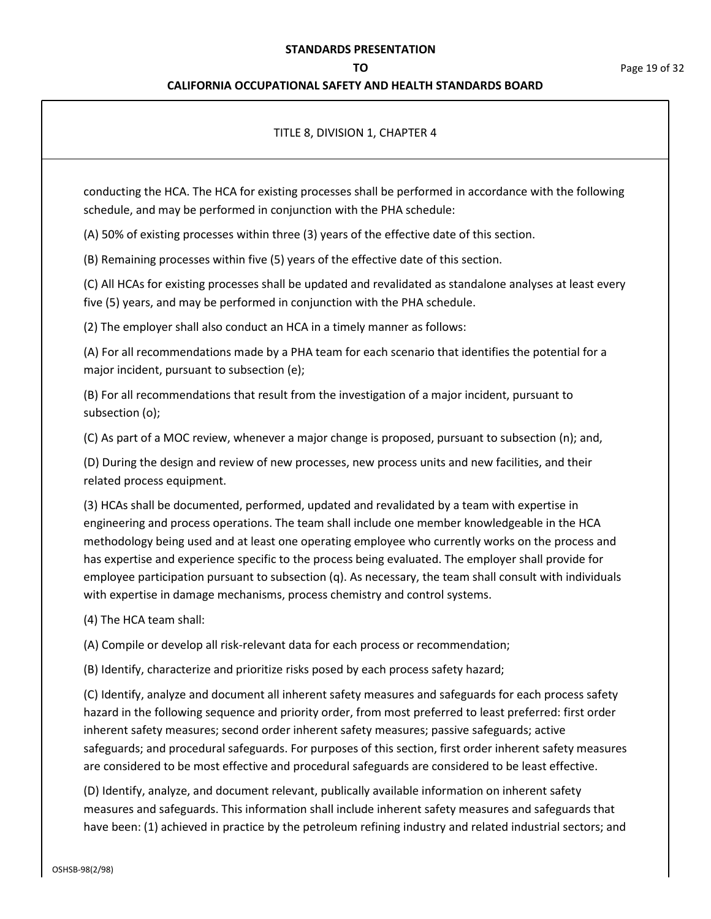TITLE 8, DIVISION 1, CHAPTER 4

conducting the HCA. The HCA for existing processes shall be performed in accordance with the following schedule, and may be performed in conjunction with the PHA schedule:

(A) 50% of existing processes within three (3) years of the effective date of this section.

(B) Remaining processes within five (5) years of the effective date of this section.

(C) All HCAs for existing processes shall be updated and revalidated as standalone analyses at least every five (5) years, and may be performed in conjunction with the PHA schedule.

(2) The employer shall also conduct an HCA in a timely manner as follows:

(A) For all recommendations made by a PHA team for each scenario that identifies the potential for a major incident, pursuant to subsection (e);

(B) For all recommendations that result from the investigation of a major incident, pursuant to subsection (o);

(C) As part of a MOC review, whenever a major change is proposed, pursuant to subsection (n); and,

(D) During the design and review of new processes, new process units and new facilities, and their related process equipment.

(3) HCAs shall be documented, performed, updated and revalidated by a team with expertise in engineering and process operations. The team shall include one member knowledgeable in the HCA methodology being used and at least one operating employee who currently works on the process and has expertise and experience specific to the process being evaluated. The employer shall provide for employee participation pursuant to subsection (q). As necessary, the team shall consult with individuals with expertise in damage mechanisms, process chemistry and control systems.

(4) The HCA team shall:

(A) Compile or develop all risk-relevant data for each process or recommendation;

(B) Identify, characterize and prioritize risks posed by each process safety hazard;

(C) Identify, analyze and document all inherent safety measures and safeguards for each process safety hazard in the following sequence and priority order, from most preferred to least preferred: first order inherent safety measures; second order inherent safety measures; passive safeguards; active safeguards; and procedural safeguards. For purposes of this section, first order inherent safety measures are considered to be most effective and procedural safeguards are considered to be least effective.

(D) Identify, analyze, and document relevant, publically available information on inherent safety measures and safeguards. This information shall include inherent safety measures and safeguards that have been: (1) achieved in practice by the petroleum refining industry and related industrial sectors; and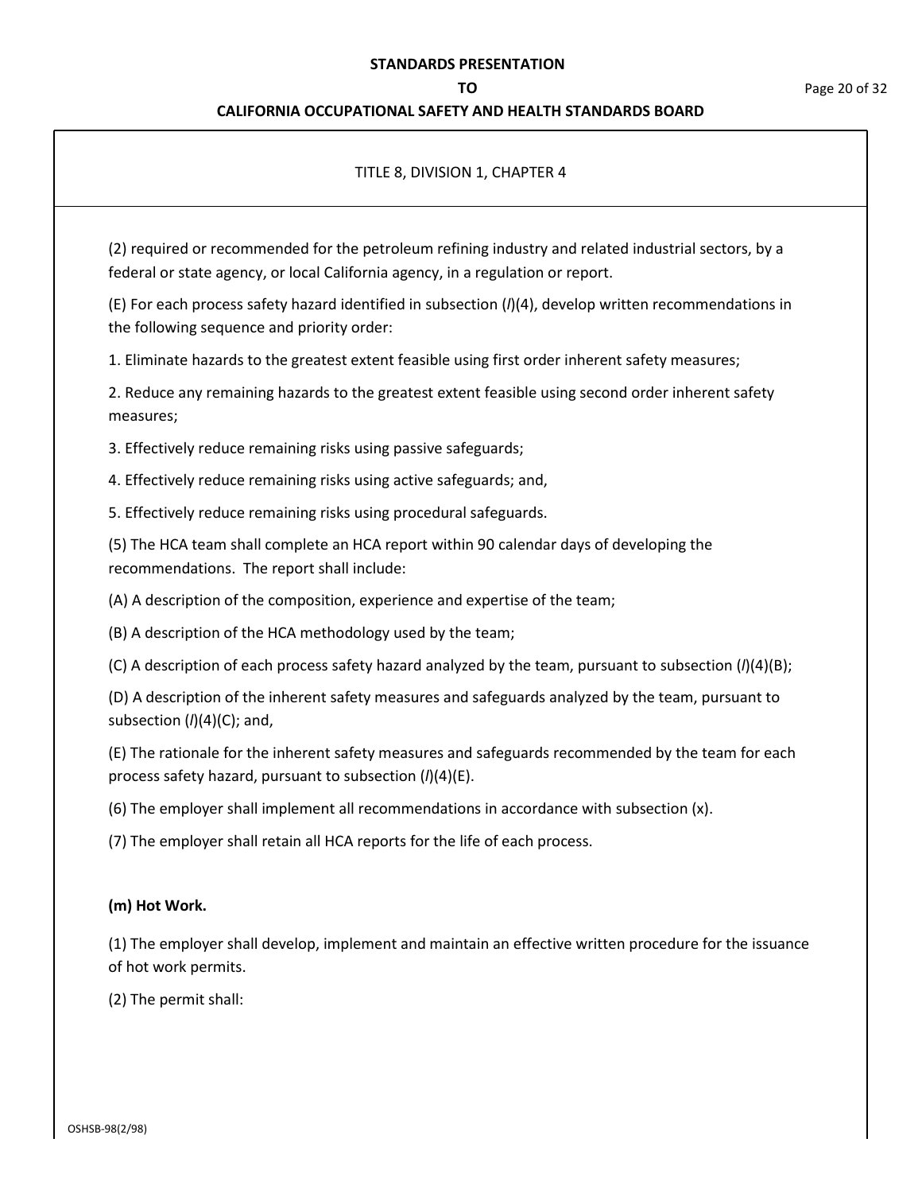TITLE 8, DIVISION 1, CHAPTER 4

(2) required or recommended for the petroleum refining industry and related industrial sectors, by a federal or state agency, or local California agency, in a regulation or report.

(E) For each process safety hazard identified in subsection (*l*)(4), develop written recommendations in the following sequence and priority order:

1. Eliminate hazards to the greatest extent feasible using first order inherent safety measures;

2. Reduce any remaining hazards to the greatest extent feasible using second order inherent safety measures;

3. Effectively reduce remaining risks using passive safeguards;

4. Effectively reduce remaining risks using active safeguards; and,

5. Effectively reduce remaining risks using procedural safeguards.

(5) The HCA team shall complete an HCA report within 90 calendar days of developing the recommendations. The report shall include:

(A) A description of the composition, experience and expertise of the team;

(B) A description of the HCA methodology used by the team;

(C) A description of each process safety hazard analyzed by the team, pursuant to subsection (*l*)(4)(B);

(D) A description of the inherent safety measures and safeguards analyzed by the team, pursuant to subsection (*l*)(4)(C); and,

(E) The rationale for the inherent safety measures and safeguards recommended by the team for each process safety hazard, pursuant to subsection (*l*)(4)(E).

(6) The employer shall implement all recommendations in accordance with subsection (x).

(7) The employer shall retain all HCA reports for the life of each process.

**(m) Hot Work.**

(1) The employer shall develop, implement and maintain an effective written procedure for the issuance of hot work permits.

(2) The permit shall: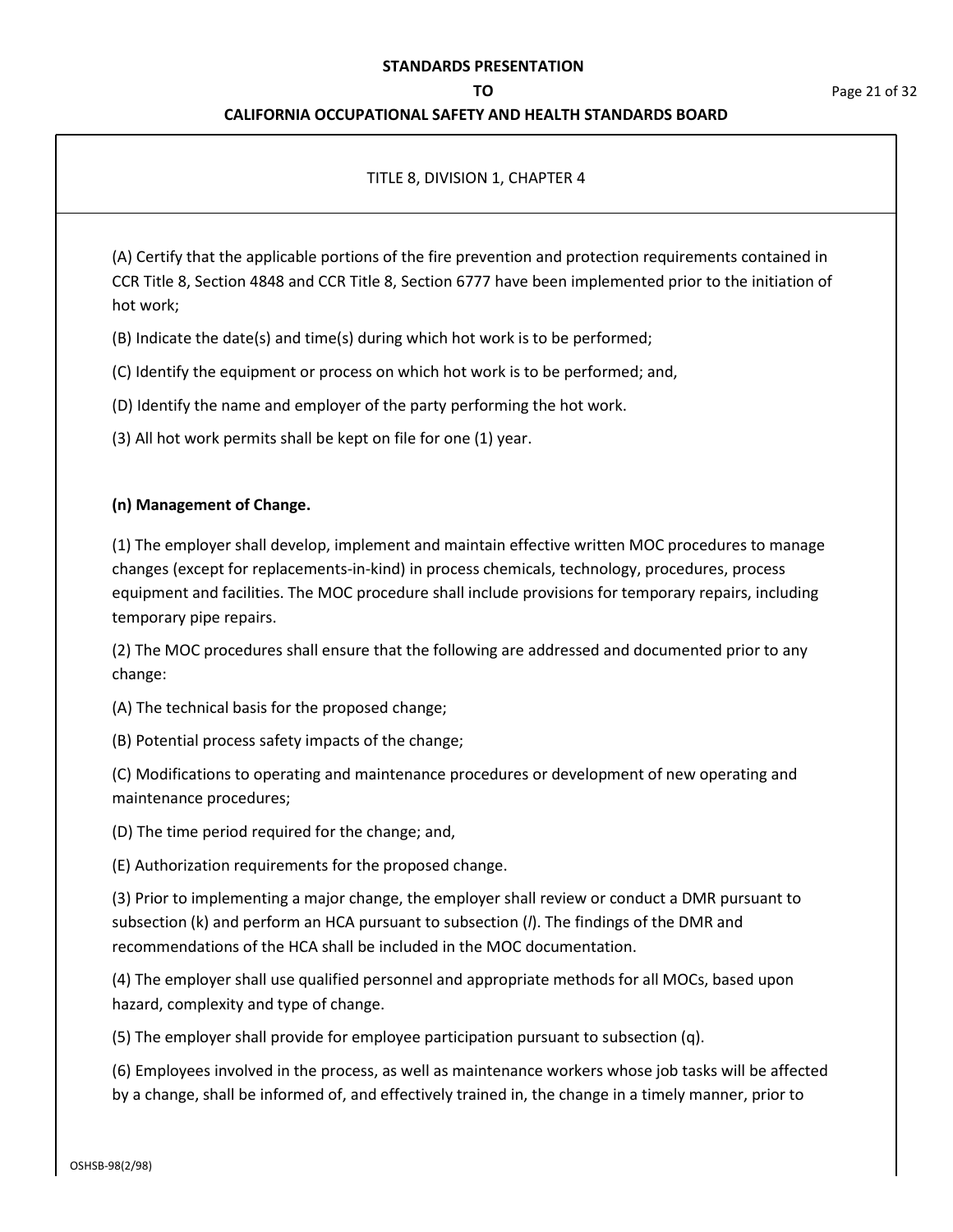TITLE 8, DIVISION 1, CHAPTER 4

(A) Certify that the applicable portions of the fire prevention and protection requirements contained in CCR Title 8, Section 4848 and CCR Title 8, Section 6777 have been implemented prior to the initiation of hot work;

(B) Indicate the date(s) and time(s) during which hot work is to be performed;

(C) Identify the equipment or process on which hot work is to be performed; and,

(D) Identify the name and employer of the party performing the hot work.

(3) All hot work permits shall be kept on file for one (1) year.

**(n) Management of Change.**

(1) The employer shall develop, implement and maintain effective written MOC procedures to manage changes (except for replacements-in-kind) in process chemicals, technology, procedures, process equipment and facilities. The MOC procedure shall include provisions for temporary repairs, including temporary pipe repairs.

(2) The MOC procedures shall ensure that the following are addressed and documented prior to any change:

(A) The technical basis for the proposed change;

(B) Potential process safety impacts of the change;

(C) Modifications to operating and maintenance procedures or development of new operating and maintenance procedures;

(D) The time period required for the change; and,

(E) Authorization requirements for the proposed change.

(3) Prior to implementing a major change, the employer shall review or conduct a DMR pursuant to subsection (k) and perform an HCA pursuant to subsection (*l*). The findings of the DMR and recommendations of the HCA shall be included in the MOC documentation.

(4) The employer shall use qualified personnel and appropriate methods for all MOCs, based upon hazard, complexity and type of change.

(5) The employer shall provide for employee participation pursuant to subsection (q).

(6) Employees involved in the process, as well as maintenance workers whose job tasks will be affected by a change, shall be informed of, and effectively trained in, the change in a timely manner, prior to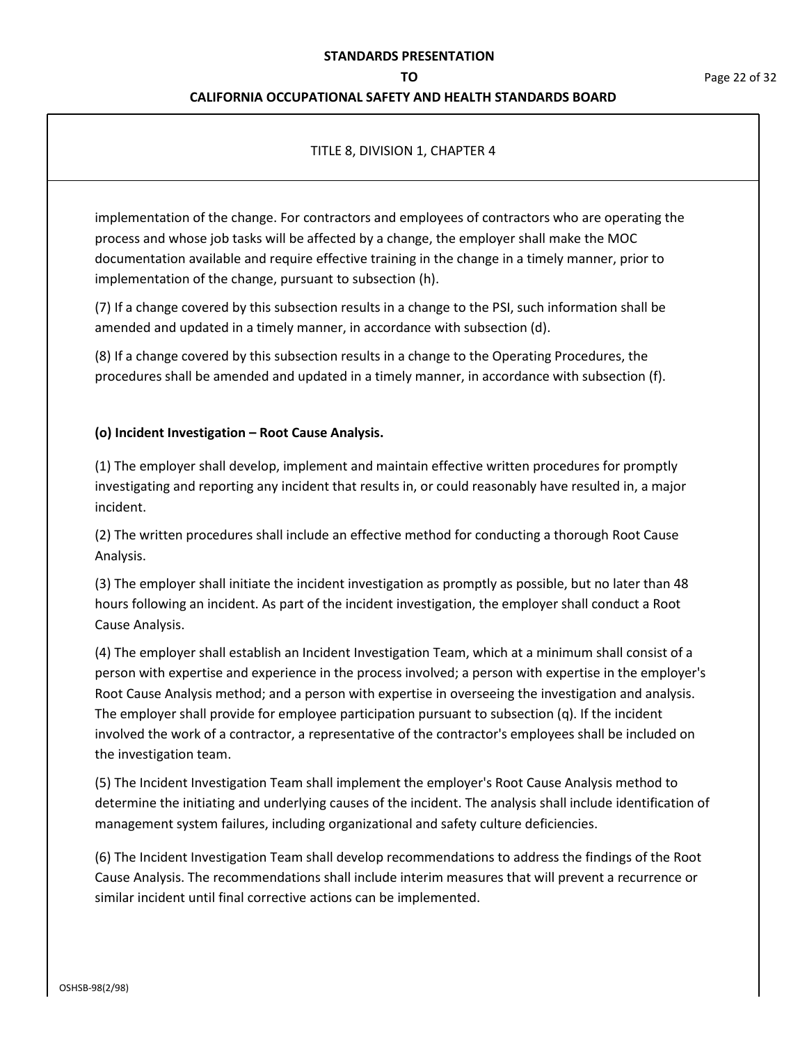TITLE 8, DIVISION 1, CHAPTER 4

implementation of the change. For contractors and employees of contractors who are operating the process and whose job tasks will be affected by a change, the employer shall make the MOC documentation available and require effective training in the change in a timely manner, prior to implementation of the change, pursuant to subsection (h).

(7) If a change covered by this subsection results in a change to the PSI, such information shall be amended and updated in a timely manner, in accordance with subsection (d).

(8) If a change covered by this subsection results in a change to the Operating Procedures, the procedures shall be amended and updated in a timely manner, in accordance with subsection (f).

**(o) Incident Investigation – Root Cause Analysis.**

(1) The employer shall develop, implement and maintain effective written procedures for promptly investigating and reporting any incident that results in, or could reasonably have resulted in, a major incident.

(2) The written procedures shall include an effective method for conducting a thorough Root Cause Analysis.

(3) The employer shall initiate the incident investigation as promptly as possible, but no later than 48 hours following an incident. As part of the incident investigation, the employer shall conduct a Root Cause Analysis.

(4) The employer shall establish an Incident Investigation Team, which at a minimum shall consist of a person with expertise and experience in the process involved; a person with expertise in the employer's Root Cause Analysis method; and a person with expertise in overseeing the investigation and analysis. The employer shall provide for employee participation pursuant to subsection (q). If the incident involved the work of a contractor, a representative of the contractor's employees shall be included on the investigation team.

(5) The Incident Investigation Team shall implement the employer's Root Cause Analysis method to determine the initiating and underlying causes of the incident. The analysis shall include identification of management system failures, including organizational and safety culture deficiencies.

(6) The Incident Investigation Team shall develop recommendations to address the findings of the Root Cause Analysis. The recommendations shall include interim measures that will prevent a recurrence or similar incident until final corrective actions can be implemented.

OSHSB-98(2/98)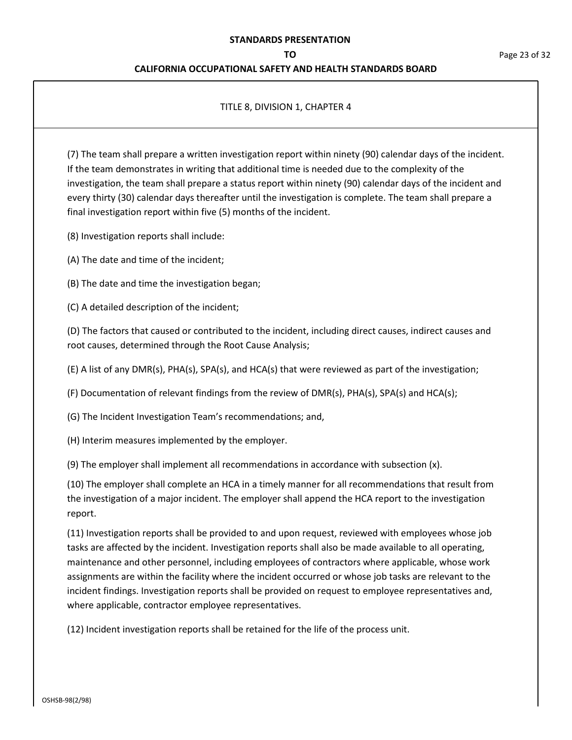TITLE 8, DIVISION 1, CHAPTER 4

(7) The team shall prepare a written investigation report within ninety (90) calendar days of the incident. If the team demonstrates in writing that additional time is needed due to the complexity of the investigation, the team shall prepare a status report within ninety (90) calendar days of the incident and every thirty (30) calendar days thereafter until the investigation is complete. The team shall prepare a final investigation report within five (5) months of the incident.

(8) Investigation reports shall include:

(A) The date and time of the incident;

(B) The date and time the investigation began;

(C) A detailed description of the incident;

(D) The factors that caused or contributed to the incident, including direct causes, indirect causes and root causes, determined through the Root Cause Analysis;

(E) A list of any DMR(s), PHA(s), SPA(s), and HCA(s) that were reviewed as part of the investigation;

(F) Documentation of relevant findings from the review of DMR(s), PHA(s), SPA(s) and HCA(s);

(G) The Incident Investigation Team's recommendations; and,

(H) Interim measures implemented by the employer.

(9) The employer shall implement all recommendations in accordance with subsection (x).

(10) The employer shall complete an HCA in a timely manner for all recommendations that result from the investigation of a major incident. The employer shall append the HCA report to the investigation report.

(11) Investigation reports shall be provided to and upon request, reviewed with employees whose job tasks are affected by the incident. Investigation reports shall also be made available to all operating, maintenance and other personnel, including employees of contractors where applicable, whose work assignments are within the facility where the incident occurred or whose job tasks are relevant to the incident findings. Investigation reports shall be provided on request to employee representatives and, where applicable, contractor employee representatives.

(12) Incident investigation reports shall be retained for the life of the process unit.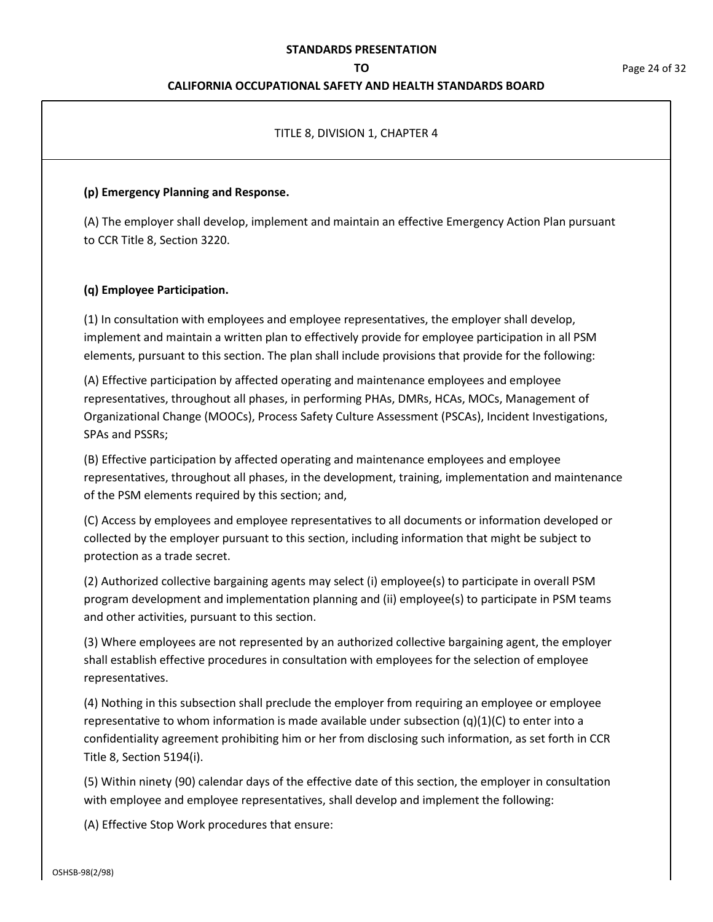TITLE 8, DIVISION 1, CHAPTER 4

**(p) Emergency Planning and Response.**

(A) The employer shall develop, implement and maintain an effective Emergency Action Plan pursuant to CCR Title 8, Section 3220.

**(q) Employee Participation.**

(1) In consultation with employees and employee representatives, the employer shall develop, implement and maintain a written plan to effectively provide for employee participation in all PSM elements, pursuant to this section. The plan shall include provisions that provide for the following:

(A) Effective participation by affected operating and maintenance employees and employee representatives, throughout all phases, in performing PHAs, DMRs, HCAs, MOCs, Management of Organizational Change (MOOCs), Process Safety Culture Assessment (PSCAs), Incident Investigations, SPAs and PSSRs;

(B) Effective participation by affected operating and maintenance employees and employee representatives, throughout all phases, in the development, training, implementation and maintenance of the PSM elements required by this section; and,

(C) Access by employees and employee representatives to all documents or information developed or collected by the employer pursuant to this section, including information that might be subject to protection as a trade secret.

(2) Authorized collective bargaining agents may select (i) employee(s) to participate in overall PSM program development and implementation planning and (ii) employee(s) to participate in PSM teams and other activities, pursuant to this section.

(3) Where employees are not represented by an authorized collective bargaining agent, the employer shall establish effective procedures in consultation with employees for the selection of employee representatives.

(4) Nothing in this subsection shall preclude the employer from requiring an employee or employee representative to whom information is made available under subsection (q)(1)(C) to enter into a confidentiality agreement prohibiting him or her from disclosing such information, as set forth in CCR Title 8, Section 5194(i).

(5) Within ninety (90) calendar days of the effective date of this section, the employer in consultation with employee and employee representatives, shall develop and implement the following:

(A) Effective Stop Work procedures that ensure: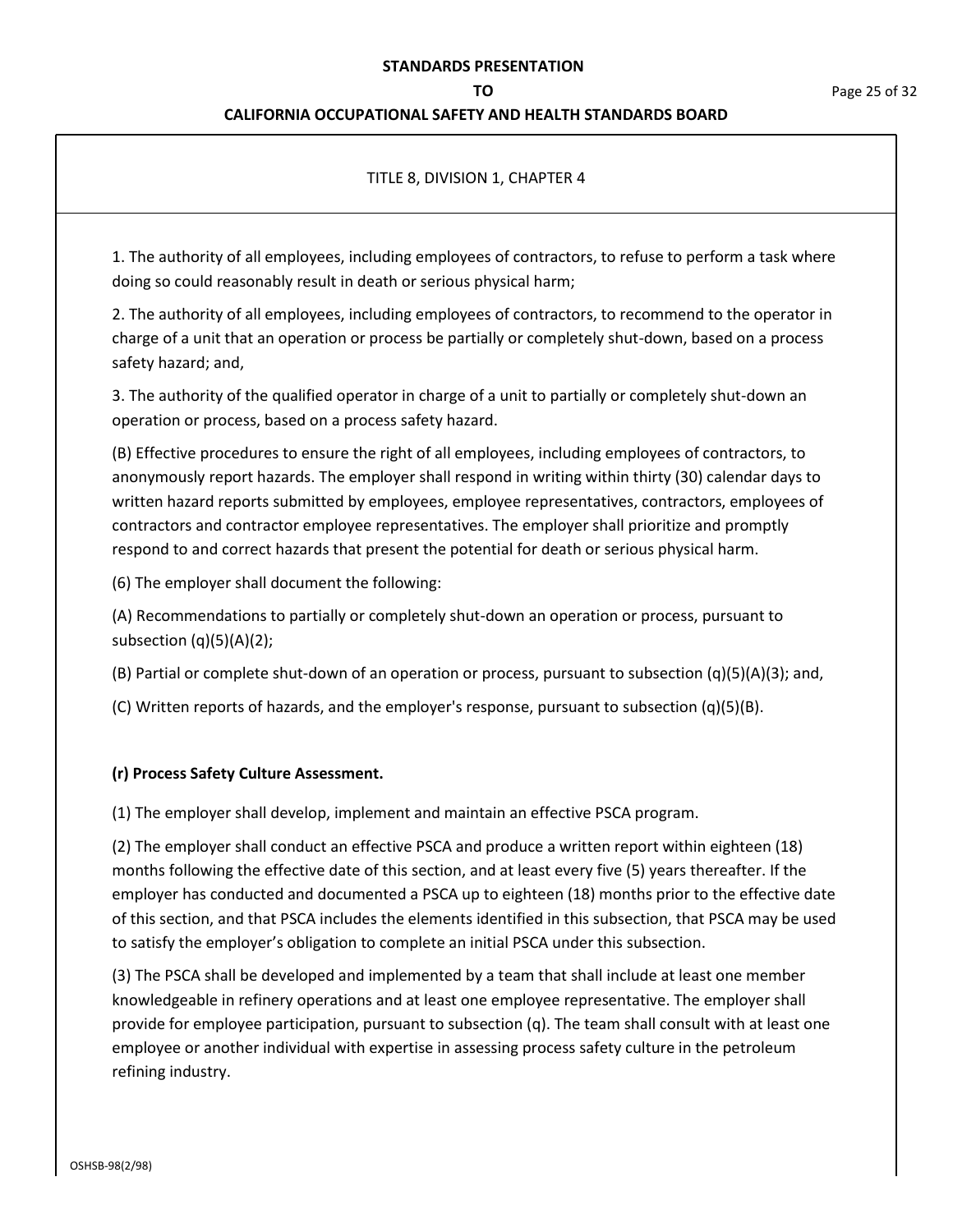TITLE 8, DIVISION 1, CHAPTER 4

1. The authority of all employees, including employees of contractors, to refuse to perform a task where doing so could reasonably result in death or serious physical harm;

2. The authority of all employees, including employees of contractors, to recommend to the operator in charge of a unit that an operation or process be partially or completely shut-down, based on a process safety hazard; and,

3. The authority of the qualified operator in charge of a unit to partially or completely shut-down an operation or process, based on a process safety hazard.

(B) Effective procedures to ensure the right of all employees, including employees of contractors, to anonymously report hazards. The employer shall respond in writing within thirty (30) calendar days to written hazard reports submitted by employees, employee representatives, contractors, employees of contractors and contractor employee representatives. The employer shall prioritize and promptly respond to and correct hazards that present the potential for death or serious physical harm.

(6) The employer shall document the following:

(A) Recommendations to partially or completely shut-down an operation or process, pursuant to subsection (q)(5)(A)(2);

(B) Partial or complete shut-down of an operation or process, pursuant to subsection (q)(5)(A)(3); and,

(C) Written reports of hazards, and the employer's response, pursuant to subsection (q)(5)(B).

**(r) Process Safety Culture Assessment.**

(1) The employer shall develop, implement and maintain an effective PSCA program.

(2) The employer shall conduct an effective PSCA and produce a written report within eighteen (18) months following the effective date of this section, and at least every five (5) years thereafter. If the employer has conducted and documented a PSCA up to eighteen (18) months prior to the effective date of this section, and that PSCA includes the elements identified in this subsection, that PSCA may be used to satisfy the employer's obligation to complete an initial PSCA under this subsection.

(3) The PSCA shall be developed and implemented by a team that shall include at least one member knowledgeable in refinery operations and at least one employee representative. The employer shall provide for employee participation, pursuant to subsection (q). The team shall consult with at least one employee or another individual with expertise in assessing process safety culture in the petroleum refining industry.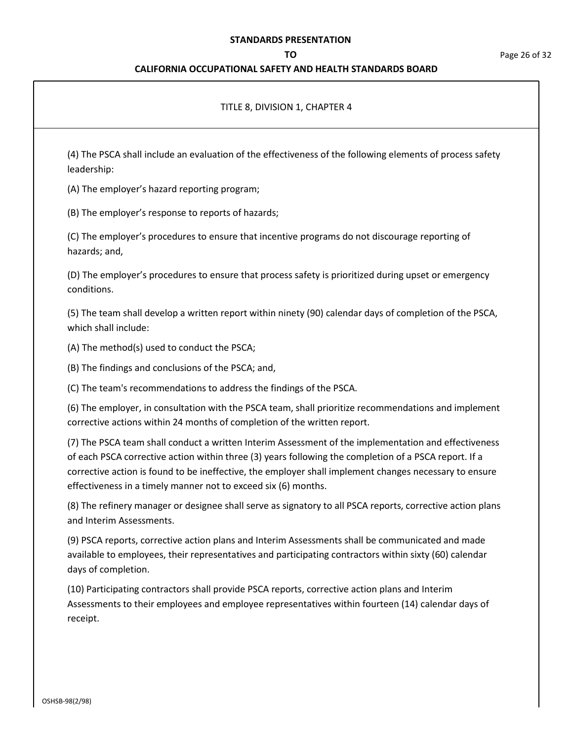TITLE 8, DIVISION 1, CHAPTER 4

(4) The PSCA shall include an evaluation of the effectiveness of the following elements of process safety leadership:

(A) The employer's hazard reporting program;

(B) The employer's response to reports of hazards;

(C) The employer's procedures to ensure that incentive programs do not discourage reporting of hazards; and,

(D) The employer's procedures to ensure that process safety is prioritized during upset or emergency conditions.

(5) The team shall develop a written report within ninety (90) calendar days of completion of the PSCA, which shall include:

(A) The method(s) used to conduct the PSCA;

(B) The findings and conclusions of the PSCA; and,

(C) The team's recommendations to address the findings of the PSCA.

(6) The employer, in consultation with the PSCA team, shall prioritize recommendations and implement corrective actions within 24 months of completion of the written report.

(7) The PSCA team shall conduct a written Interim Assessment of the implementation and effectiveness of each PSCA corrective action within three (3) years following the completion of a PSCA report. If a corrective action is found to be ineffective, the employer shall implement changes necessary to ensure effectiveness in a timely manner not to exceed six (6) months.

(8) The refinery manager or designee shall serve as signatory to all PSCA reports, corrective action plans and Interim Assessments.

(9) PSCA reports, corrective action plans and Interim Assessments shall be communicated and made available to employees, their representatives and participating contractors within sixty (60) calendar days of completion.

(10) Participating contractors shall provide PSCA reports, corrective action plans and Interim Assessments to their employees and employee representatives within fourteen (14) calendar days of receipt.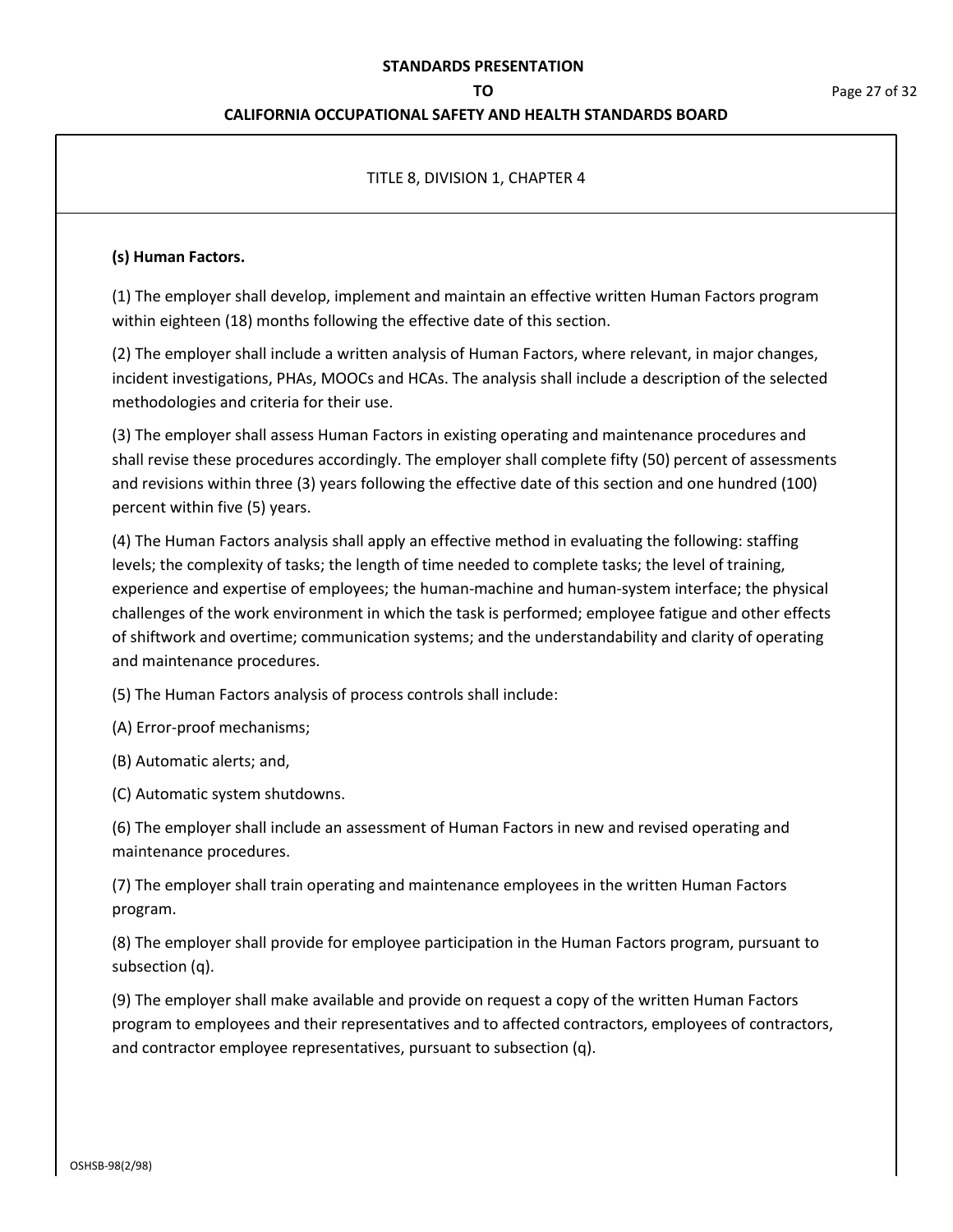TITLE 8, DIVISION 1, CHAPTER 4

**(s) Human Factors.**

(1) The employer shall develop, implement and maintain an effective written Human Factors program within eighteen (18) months following the effective date of this section.

(2) The employer shall include a written analysis of Human Factors, where relevant, in major changes, incident investigations, PHAs, MOOCs and HCAs. The analysis shall include a description of the selected methodologies and criteria for their use.

(3) The employer shall assess Human Factors in existing operating and maintenance procedures and shall revise these procedures accordingly. The employer shall complete fifty (50) percent of assessments and revisions within three (3) years following the effective date of this section and one hundred (100) percent within five (5) years.

(4) The Human Factors analysis shall apply an effective method in evaluating the following: staffing levels; the complexity of tasks; the length of time needed to complete tasks; the level of training, experience and expertise of employees; the human-machine and human-system interface; the physical challenges of the work environment in which the task is performed; employee fatigue and other effects of shiftwork and overtime; communication systems; and the understandability and clarity of operating and maintenance procedures.

(5) The Human Factors analysis of process controls shall include:

(A) Error-proof mechanisms;

(B) Automatic alerts; and,

(C) Automatic system shutdowns.

(6) The employer shall include an assessment of Human Factors in new and revised operating and maintenance procedures.

(7) The employer shall train operating and maintenance employees in the written Human Factors program.

(8) The employer shall provide for employee participation in the Human Factors program, pursuant to subsection (q).

(9) The employer shall make available and provide on request a copy of the written Human Factors program to employees and their representatives and to affected contractors, employees of contractors, and contractor employee representatives, pursuant to subsection (q).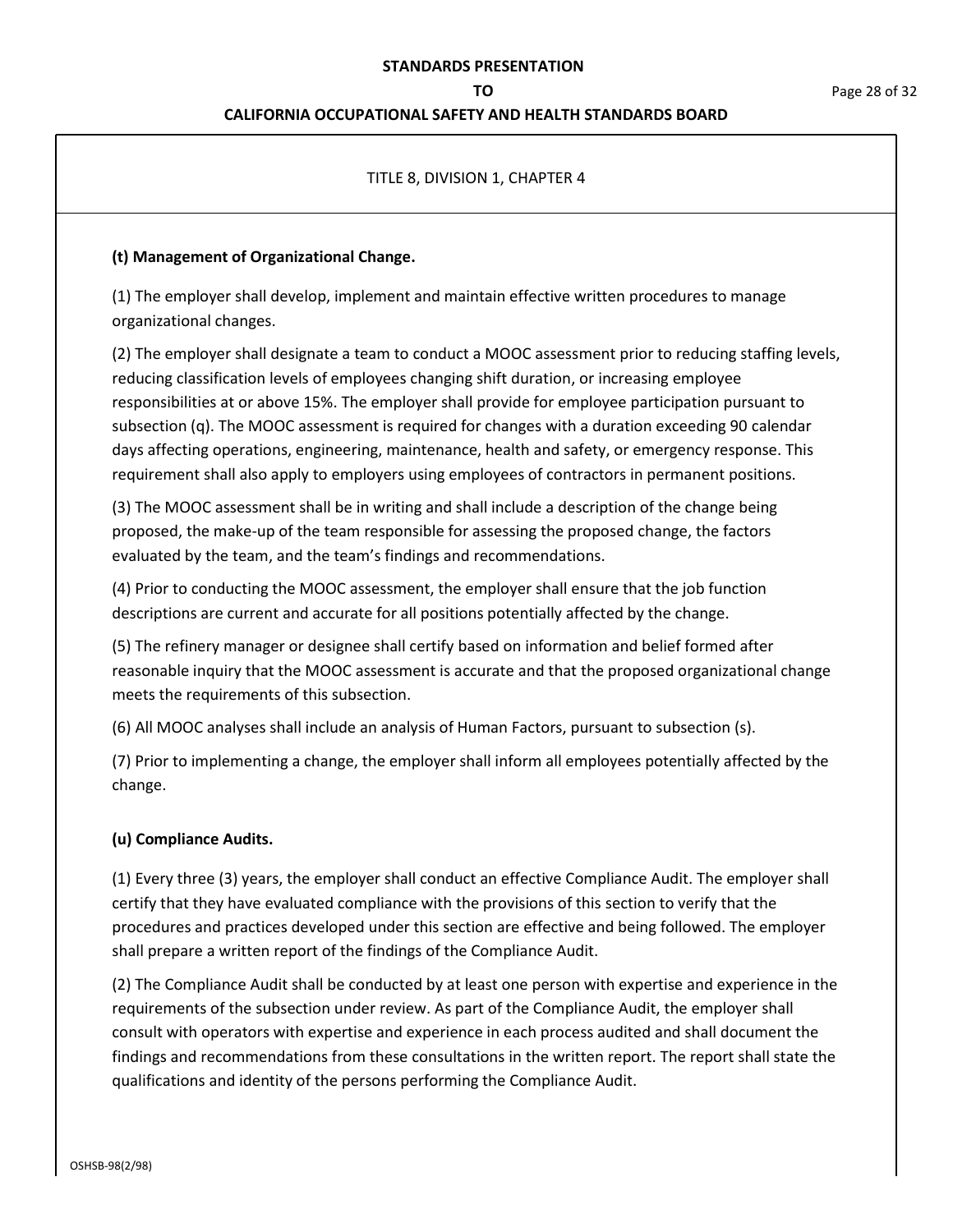TITLE 8, DIVISION 1, CHAPTER 4

**(t) Management of Organizational Change.**

(1) The employer shall develop, implement and maintain effective written procedures to manage organizational changes.

(2) The employer shall designate a team to conduct a MOOC assessment prior to reducing staffing levels, reducing classification levels of employees changing shift duration, or increasing employee responsibilities at or above 15%. The employer shall provide for employee participation pursuant to subsection (q). The MOOC assessment is required for changes with a duration exceeding 90 calendar days affecting operations, engineering, maintenance, health and safety, or emergency response. This requirement shall also apply to employers using employees of contractors in permanent positions.

(3) The MOOC assessment shall be in writing and shall include a description of the change being proposed, the make-up of the team responsible for assessing the proposed change, the factors evaluated by the team, and the team's findings and recommendations.

(4) Prior to conducting the MOOC assessment, the employer shall ensure that the job function descriptions are current and accurate for all positions potentially affected by the change.

(5) The refinery manager or designee shall certify based on information and belief formed after reasonable inquiry that the MOOC assessment is accurate and that the proposed organizational change meets the requirements of this subsection.

(6) All MOOC analyses shall include an analysis of Human Factors, pursuant to subsection (s).

(7) Prior to implementing a change, the employer shall inform all employees potentially affected by the change.

**(u) Compliance Audits.**

(1) Every three (3) years, the employer shall conduct an effective Compliance Audit. The employer shall certify that they have evaluated compliance with the provisions of this section to verify that the procedures and practices developed under this section are effective and being followed. The employer shall prepare a written report of the findings of the Compliance Audit.

(2) The Compliance Audit shall be conducted by at least one person with expertise and experience in the requirements of the subsection under review. As part of the Compliance Audit, the employer shall consult with operators with expertise and experience in each process audited and shall document the findings and recommendations from these consultations in the written report. The report shall state the qualifications and identity of the persons performing the Compliance Audit.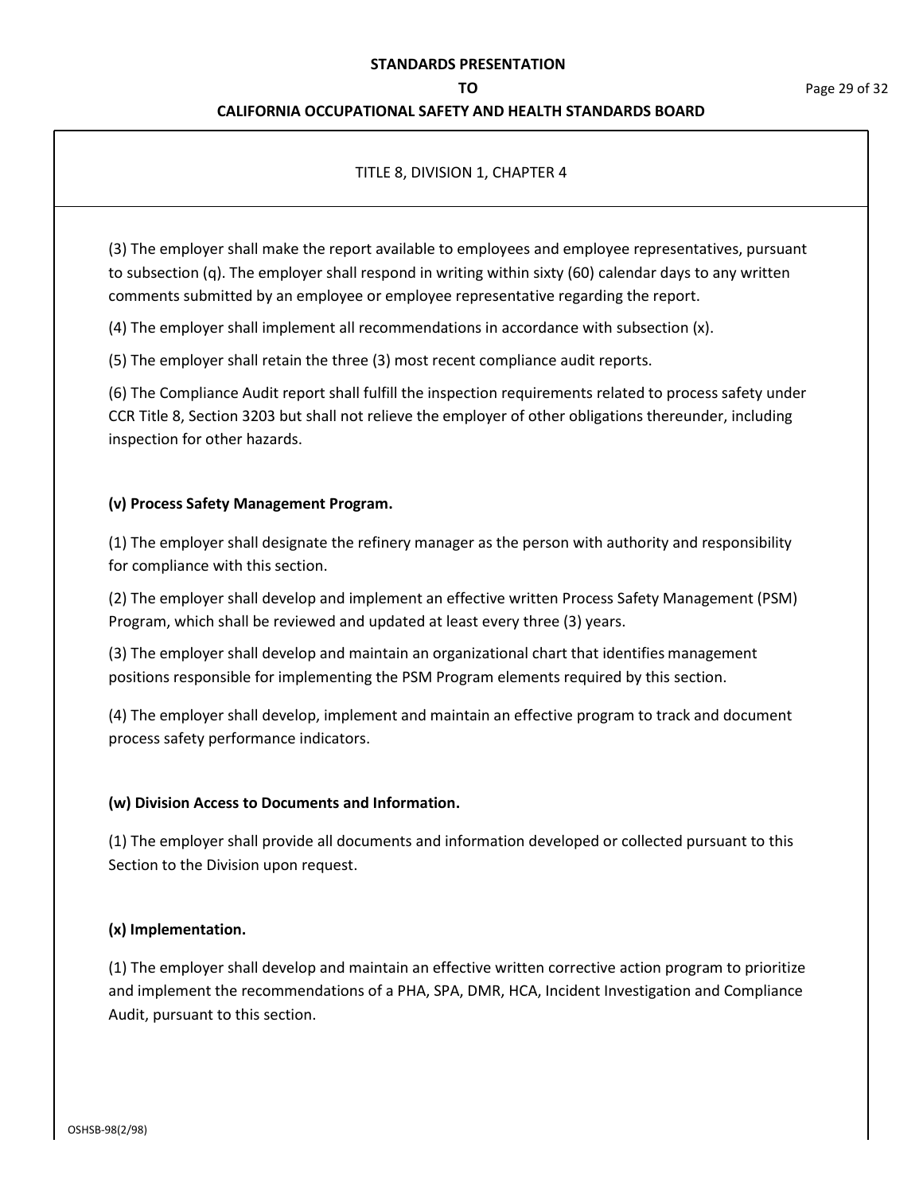TITLE 8, DIVISION 1, CHAPTER 4

(3) The employer shall make the report available to employees and employee representatives, pursuant to subsection (q). The employer shall respond in writing within sixty (60) calendar days to any written comments submitted by an employee or employee representative regarding the report.

(4) The employer shall implement all recommendations in accordance with subsection (x).

(5) The employer shall retain the three (3) most recent compliance audit reports.

(6) The Compliance Audit report shall fulfill the inspection requirements related to process safety under CCR Title 8, Section 3203 but shall not relieve the employer of other obligations thereunder, including inspection for other hazards.

**(v) Process Safety Management Program.**

(1) The employer shall designate the refinery manager as the person with authority and responsibility for compliance with this section.

(2) The employer shall develop and implement an effective written Process Safety Management (PSM) Program, which shall be reviewed and updated at least every three (3) years.

(3) The employer shall develop and maintain an organizational chart that identifies management positions responsible for implementing the PSM Program elements required by this section.

(4) The employer shall develop, implement and maintain an effective program to track and document process safety performance indicators.

**(w) Division Access to Documents and Information.**

(1) The employer shall provide all documents and information developed or collected pursuant to this Section to the Division upon request.

**(x) Implementation.**

(1) The employer shall develop and maintain an effective written corrective action program to prioritize and implement the recommendations of a PHA, SPA, DMR, HCA, Incident Investigation and Compliance Audit, pursuant to this section.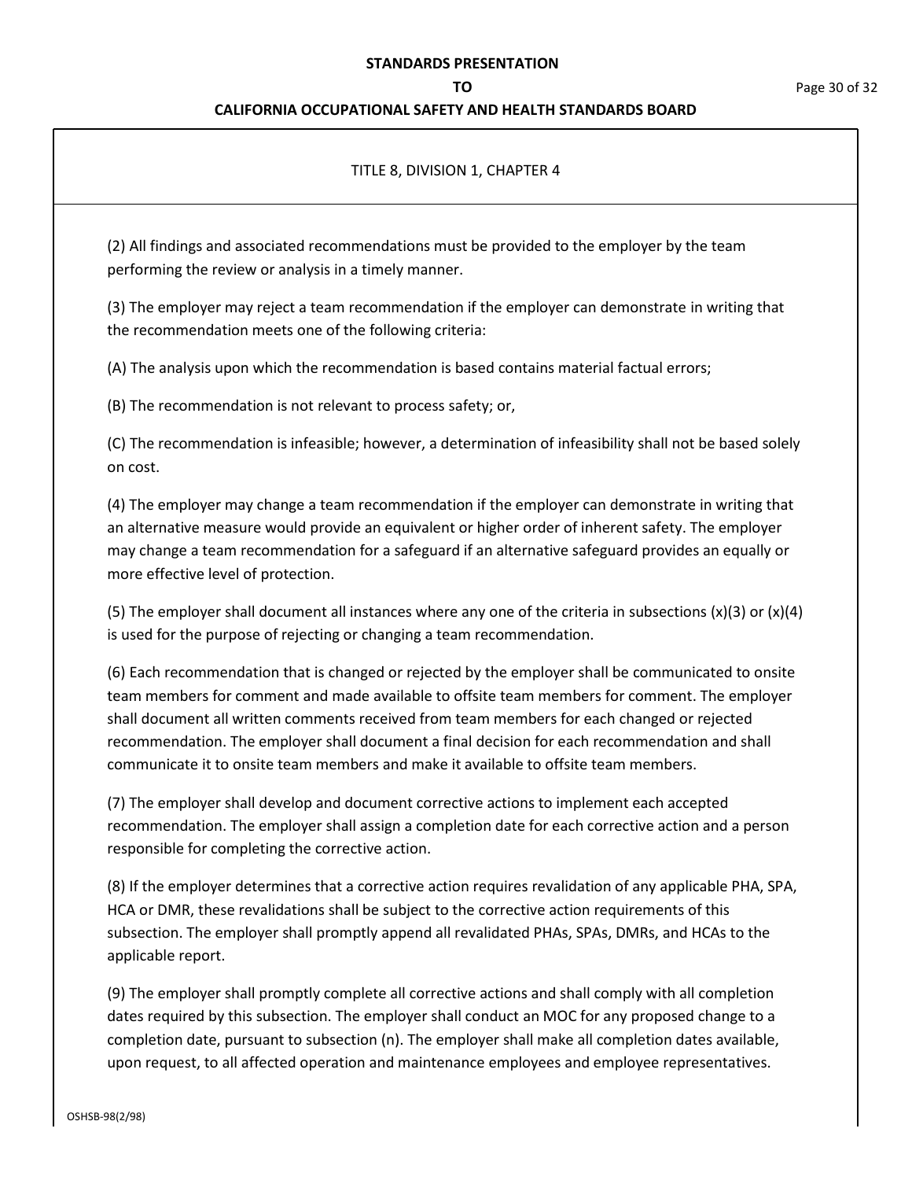TITLE 8, DIVISION 1, CHAPTER 4

(2) All findings and associated recommendations must be provided to the employer by the team performing the review or analysis in a timely manner.

(3) The employer may reject a team recommendation if the employer can demonstrate in writing that the recommendation meets one of the following criteria:

(A) The analysis upon which the recommendation is based contains material factual errors;

(B) The recommendation is not relevant to process safety; or,

(C) The recommendation is infeasible; however, a determination of infeasibility shall not be based solely on cost.

(4) The employer may change a team recommendation if the employer can demonstrate in writing that an alternative measure would provide an equivalent or higher order of inherent safety. The employer may change a team recommendation for a safeguard if an alternative safeguard provides an equally or more effective level of protection.

(5) The employer shall document all instances where any one of the criteria in subsections (x)(3) or (x)(4) is used for the purpose of rejecting or changing a team recommendation.

(6) Each recommendation that is changed or rejected by the employer shall be communicated to onsite team members for comment and made available to offsite team members for comment. The employer shall document all written comments received from team members for each changed or rejected recommendation. The employer shall document a final decision for each recommendation and shall communicate it to onsite team members and make it available to offsite team members.

(7) The employer shall develop and document corrective actions to implement each accepted recommendation. The employer shall assign a completion date for each corrective action and a person responsible for completing the corrective action.

(8) If the employer determines that a corrective action requires revalidation of any applicable PHA, SPA, HCA or DMR, these revalidations shall be subject to the corrective action requirements of this subsection. The employer shall promptly append all revalidated PHAs, SPAs, DMRs, and HCAs to the applicable report.

(9) The employer shall promptly complete all corrective actions and shall comply with all completion dates required by this subsection. The employer shall conduct an MOC for any proposed change to a completion date, pursuant to subsection (n). The employer shall make all completion dates available, upon request, to all affected operation and maintenance employees and employee representatives.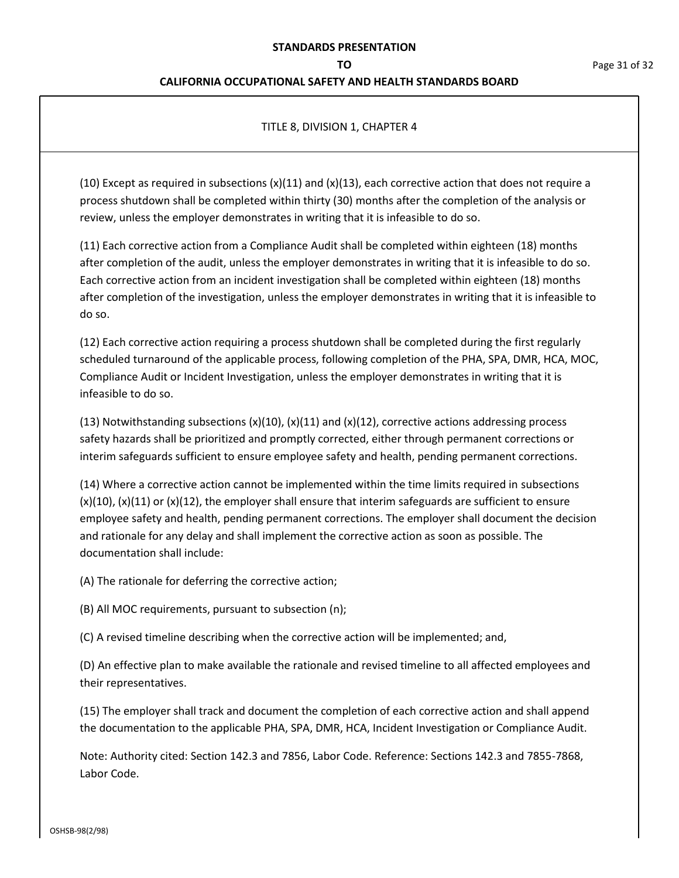TITLE 8, DIVISION 1, CHAPTER 4

(10) Except as required in subsections (x)(11) and (x)(13), each corrective action that does not require a process shutdown shall be completed within thirty (30) months after the completion of the analysis or review, unless the employer demonstrates in writing that it is infeasible to do so.

(11) Each corrective action from a Compliance Audit shall be completed within eighteen (18) months after completion of the audit, unless the employer demonstrates in writing that it is infeasible to do so. Each corrective action from an incident investigation shall be completed within eighteen (18) months after completion of the investigation, unless the employer demonstrates in writing that it is infeasible to do so.

(12) Each corrective action requiring a process shutdown shall be completed during the first regularly scheduled turnaround of the applicable process, following completion of the PHA, SPA, DMR, HCA, MOC, Compliance Audit or Incident Investigation, unless the employer demonstrates in writing that it is infeasible to do so.

(13) Notwithstanding subsections (x)(10), (x)(11) and (x)(12), corrective actions addressing process safety hazards shall be prioritized and promptly corrected, either through permanent corrections or interim safeguards sufficient to ensure employee safety and health, pending permanent corrections.

(14) Where a corrective action cannot be implemented within the time limits required in subsections (x)(10), (x)(11) or (x)(12), the employer shall ensure that interim safeguards are sufficient to ensure employee safety and health, pending permanent corrections. The employer shall document the decision and rationale for any delay and shall implement the corrective action as soon as possible. The documentation shall include:

(A) The rationale for deferring the corrective action;

(B) All MOC requirements, pursuant to subsection (n);

(C) A revised timeline describing when the corrective action will be implemented; and,

(D) An effective plan to make available the rationale and revised timeline to all affected employees and their representatives.

(15) The employer shall track and document the completion of each corrective action and shall append the documentation to the applicable PHA, SPA, DMR, HCA, Incident Investigation or Compliance Audit.

Note: Authority cited: Section 142.3 and 7856, Labor Code. Reference: Sections 142.3 and 7855-7868, Labor Code.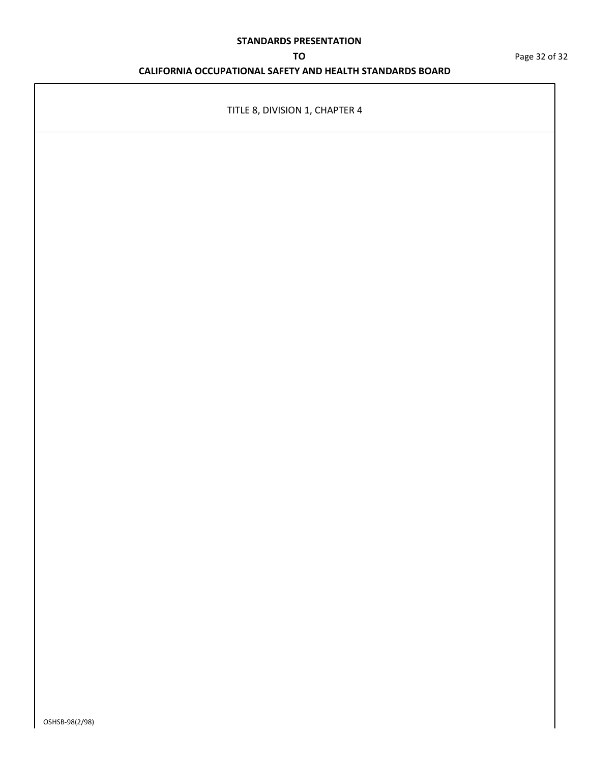TITLE 8, DIVISION 1, CHAPTER 4